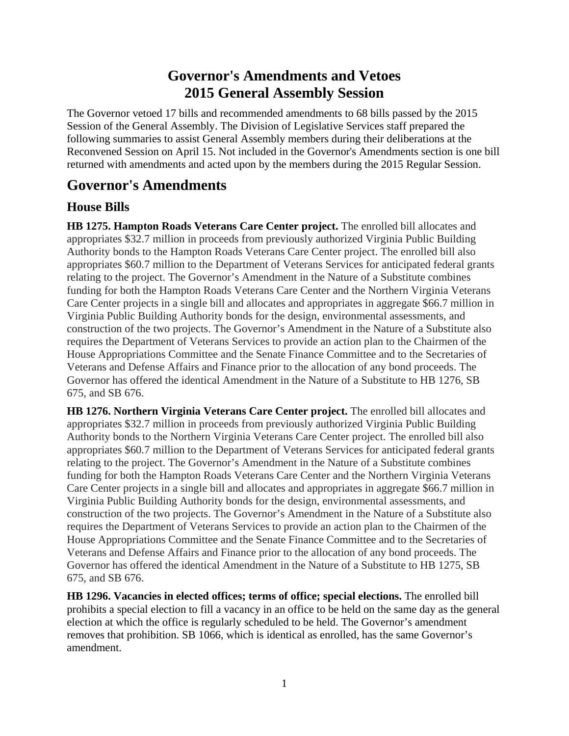# Governor's Amendments and Vetoes
# 2015 General Assembly Session

The Governor vetoed 17 bills and recommended amendments to 68 bills passed by the 2015 Session of the General Assembly. The Division of Legislative Services staff prepared the following summaries to assist General Assembly members during their deliberations at the Reconvened Session on April 15. Not included in the Governor's Amendments section is one bill returned with amendments and acted upon by the members during the 2015 Regular Session.

## Governor's Amendments

### House Bills

**HB 1275. Hampton Roads Veterans Care Center project.** The enrolled bill allocates and appropriates $32.7 million in proceeds from previously authorized Virginia Public Building Authority bonds to the Hampton Roads Veterans Care Center project. The enrolled bill also appropriates $60.7 million to the Department of Veterans Services for anticipated federal grants relating to the project. The Governor's Amendment in the Nature of a Substitute combines funding for both the Hampton Roads Veterans Care Center and the Northern Virginia Veterans Care Center projects in a single bill and allocates and appropriates in aggregate $66.7 million in Virginia Public Building Authority bonds for the design, environmental assessments, and construction of the two projects. The Governor's Amendment in the Nature of a Substitute also requires the Department of Veterans Services to provide an action plan to the Chairmen of the House Appropriations Committee and the Senate Finance Committee and to the Secretaries of Veterans and Defense Affairs and Finance prior to the allocation of any bond proceeds. The Governor has offered the identical Amendment in the Nature of a Substitute to HB 1276, SB 675, and SB 676.

**HB 1276. Northern Virginia Veterans Care Center project.** The enrolled bill allocates and appropriates $32.7 million in proceeds from previously authorized Virginia Public Building Authority bonds to the Northern Virginia Veterans Care Center project. The enrolled bill also appropriates $60.7 million to the Department of Veterans Services for anticipated federal grants relating to the project. The Governor's Amendment in the Nature of a Substitute combines funding for both the Hampton Roads Veterans Care Center and the Northern Virginia Veterans Care Center projects in a single bill and allocates and appropriates in aggregate $66.7 million in Virginia Public Building Authority bonds for the design, environmental assessments, and construction of the two projects. The Governor's Amendment in the Nature of a Substitute also requires the Department of Veterans Services to provide an action plan to the Chairmen of the House Appropriations Committee and the Senate Finance Committee and to the Secretaries of Veterans and Defense Affairs and Finance prior to the allocation of any bond proceeds. The Governor has offered the identical Amendment in the Nature of a Substitute to HB 1275, SB 675, and SB 676.

**HB 1296. Vacancies in elected offices; terms of office; special elections.** The enrolled bill prohibits a special election to fill a vacancy in an office to be held on the same day as the general election at which the office is regularly scheduled to be held. The Governor's amendment removes that prohibition. SB 1066, which is identical as enrolled, has the same Governor's amendment.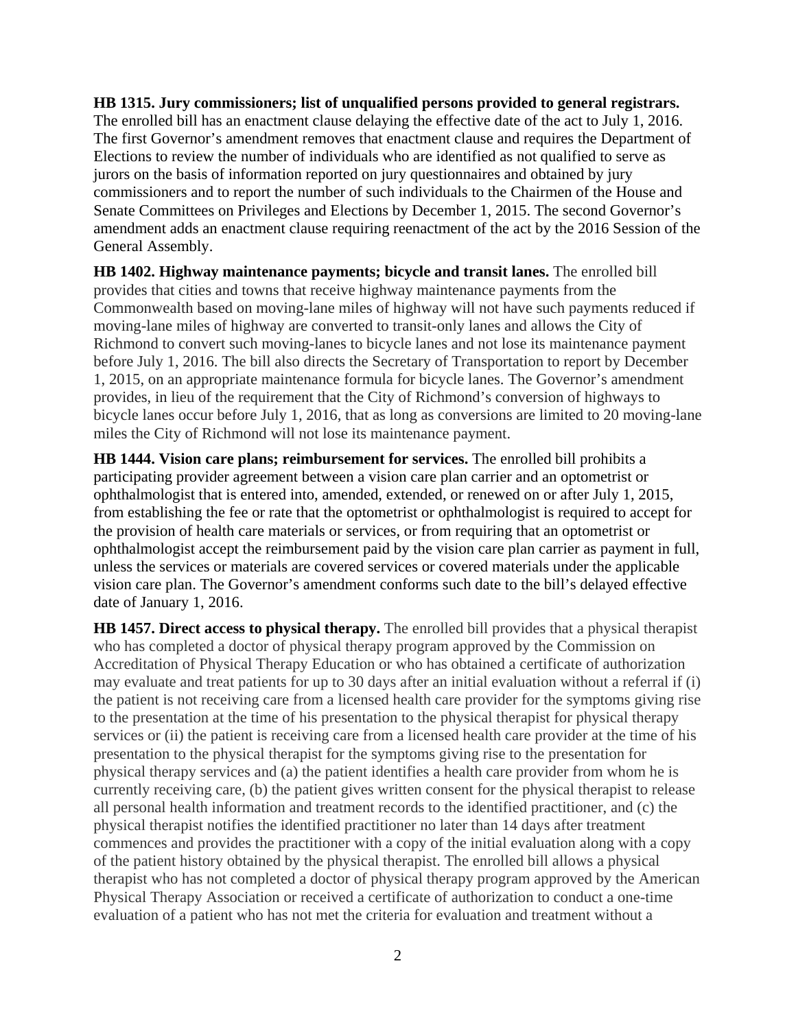**HB 1315. Jury commissioners; list of unqualified persons provided to general registrars.** The enrolled bill has an enactment clause delaying the effective date of the act to July 1, 2016. The first Governor's amendment removes that enactment clause and requires the Department of Elections to review the number of individuals who are identified as not qualified to serve as jurors on the basis of information reported on jury questionnaires and obtained by jury commissioners and to report the number of such individuals to the Chairmen of the House and Senate Committees on Privileges and Elections by December 1, 2015. The second Governor's amendment adds an enactment clause requiring reenactment of the act by the 2016 Session of the General Assembly.

**HB 1402. Highway maintenance payments; bicycle and transit lanes.** The enrolled bill provides that cities and towns that receive highway maintenance payments from the Commonwealth based on moving-lane miles of highway will not have such payments reduced if moving-lane miles of highway are converted to transit-only lanes and allows the City of Richmond to convert such moving-lanes to bicycle lanes and not lose its maintenance payment before July 1, 2016. The bill also directs the Secretary of Transportation to report by December 1, 2015, on an appropriate maintenance formula for bicycle lanes. The Governor's amendment provides, in lieu of the requirement that the City of Richmond's conversion of highways to bicycle lanes occur before July 1, 2016, that as long as conversions are limited to 20 moving-lane miles the City of Richmond will not lose its maintenance payment.

**HB 1444. Vision care plans; reimbursement for services.** The enrolled bill prohibits a participating provider agreement between a vision care plan carrier and an optometrist or ophthalmologist that is entered into, amended, extended, or renewed on or after July 1, 2015, from establishing the fee or rate that the optometrist or ophthalmologist is required to accept for the provision of health care materials or services, or from requiring that an optometrist or ophthalmologist accept the reimbursement paid by the vision care plan carrier as payment in full, unless the services or materials are covered services or covered materials under the applicable vision care plan. The Governor's amendment conforms such date to the bill's delayed effective date of January 1, 2016.

**HB 1457. Direct access to physical therapy.** The enrolled bill provides that a physical therapist who has completed a doctor of physical therapy program approved by the Commission on Accreditation of Physical Therapy Education or who has obtained a certificate of authorization may evaluate and treat patients for up to 30 days after an initial evaluation without a referral if (i) the patient is not receiving care from a licensed health care provider for the symptoms giving rise to the presentation at the time of his presentation to the physical therapist for physical therapy services or (ii) the patient is receiving care from a licensed health care provider at the time of his presentation to the physical therapist for the symptoms giving rise to the presentation for physical therapy services and (a) the patient identifies a health care provider from whom he is currently receiving care, (b) the patient gives written consent for the physical therapist to release all personal health information and treatment records to the identified practitioner, and (c) the physical therapist notifies the identified practitioner no later than 14 days after treatment commences and provides the practitioner with a copy of the initial evaluation along with a copy of the patient history obtained by the physical therapist. The enrolled bill allows a physical therapist who has not completed a doctor of physical therapy program approved by the American Physical Therapy Association or received a certificate of authorization to conduct a one-time evaluation of a patient who has not met the criteria for evaluation and treatment without a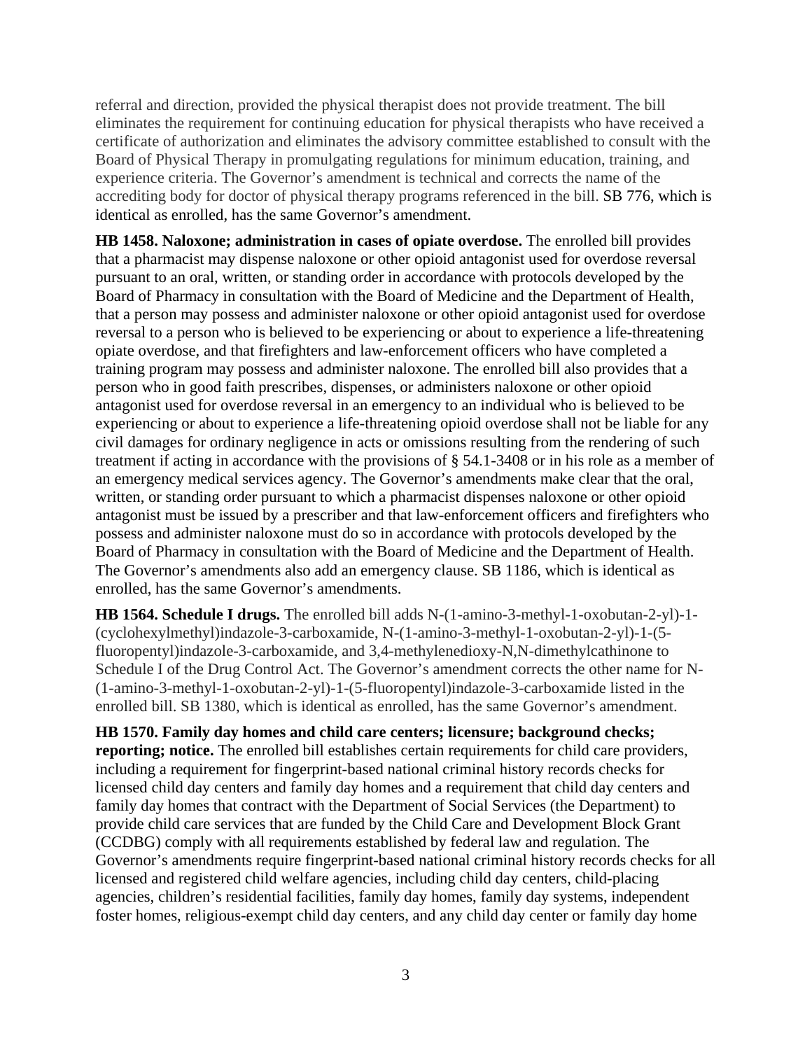referral and direction, provided the physical therapist does not provide treatment. The bill eliminates the requirement for continuing education for physical therapists who have received a certificate of authorization and eliminates the advisory committee established to consult with the Board of Physical Therapy in promulgating regulations for minimum education, training, and experience criteria. The Governor's amendment is technical and corrects the name of the accrediting body for doctor of physical therapy programs referenced in the bill. SB 776, which is identical as enrolled, has the same Governor's amendment.

**HB 1458. Naloxone; administration in cases of opiate overdose.** The enrolled bill provides that a pharmacist may dispense naloxone or other opioid antagonist used for overdose reversal pursuant to an oral, written, or standing order in accordance with protocols developed by the Board of Pharmacy in consultation with the Board of Medicine and the Department of Health, that a person may possess and administer naloxone or other opioid antagonist used for overdose reversal to a person who is believed to be experiencing or about to experience a life-threatening opiate overdose, and that firefighters and law-enforcement officers who have completed a training program may possess and administer naloxone. The enrolled bill also provides that a person who in good faith prescribes, dispenses, or administers naloxone or other opioid antagonist used for overdose reversal in an emergency to an individual who is believed to be experiencing or about to experience a life-threatening opioid overdose shall not be liable for any civil damages for ordinary negligence in acts or omissions resulting from the rendering of such treatment if acting in accordance with the provisions of § 54.1-3408 or in his role as a member of an emergency medical services agency. The Governor's amendments make clear that the oral, written, or standing order pursuant to which a pharmacist dispenses naloxone or other opioid antagonist must be issued by a prescriber and that law-enforcement officers and firefighters who possess and administer naloxone must do so in accordance with protocols developed by the Board of Pharmacy in consultation with the Board of Medicine and the Department of Health. The Governor's amendments also add an emergency clause. SB 1186, which is identical as enrolled, has the same Governor's amendments.

**HB 1564. Schedule I drugs.** The enrolled bill adds N-(1-amino-3-methyl-1-oxobutan-2-yl)-1-(cyclohexylmethyl)indazole-3-carboxamide, N-(1-amino-3-methyl-1-oxobutan-2-yl)-1-(5-fluoropentyl)indazole-3-carboxamide, and 3,4-methylenedioxy-N,N-dimethylcathinone to Schedule I of the Drug Control Act. The Governor's amendment corrects the other name for N-(1-amino-3-methyl-1-oxobutan-2-yl)-1-(5-fluoropentyl)indazole-3-carboxamide listed in the enrolled bill. SB 1380, which is identical as enrolled, has the same Governor's amendment.

**HB 1570. Family day homes and child care centers; licensure; background checks; reporting; notice.** The enrolled bill establishes certain requirements for child care providers, including a requirement for fingerprint-based national criminal history records checks for licensed child day centers and family day homes and a requirement that child day centers and family day homes that contract with the Department of Social Services (the Department) to provide child care services that are funded by the Child Care and Development Block Grant (CCDBG) comply with all requirements established by federal law and regulation. The Governor's amendments require fingerprint-based national criminal history records checks for all licensed and registered child welfare agencies, including child day centers, child-placing agencies, children's residential facilities, family day homes, family day systems, independent foster homes, religious-exempt child day centers, and any child day center or family day home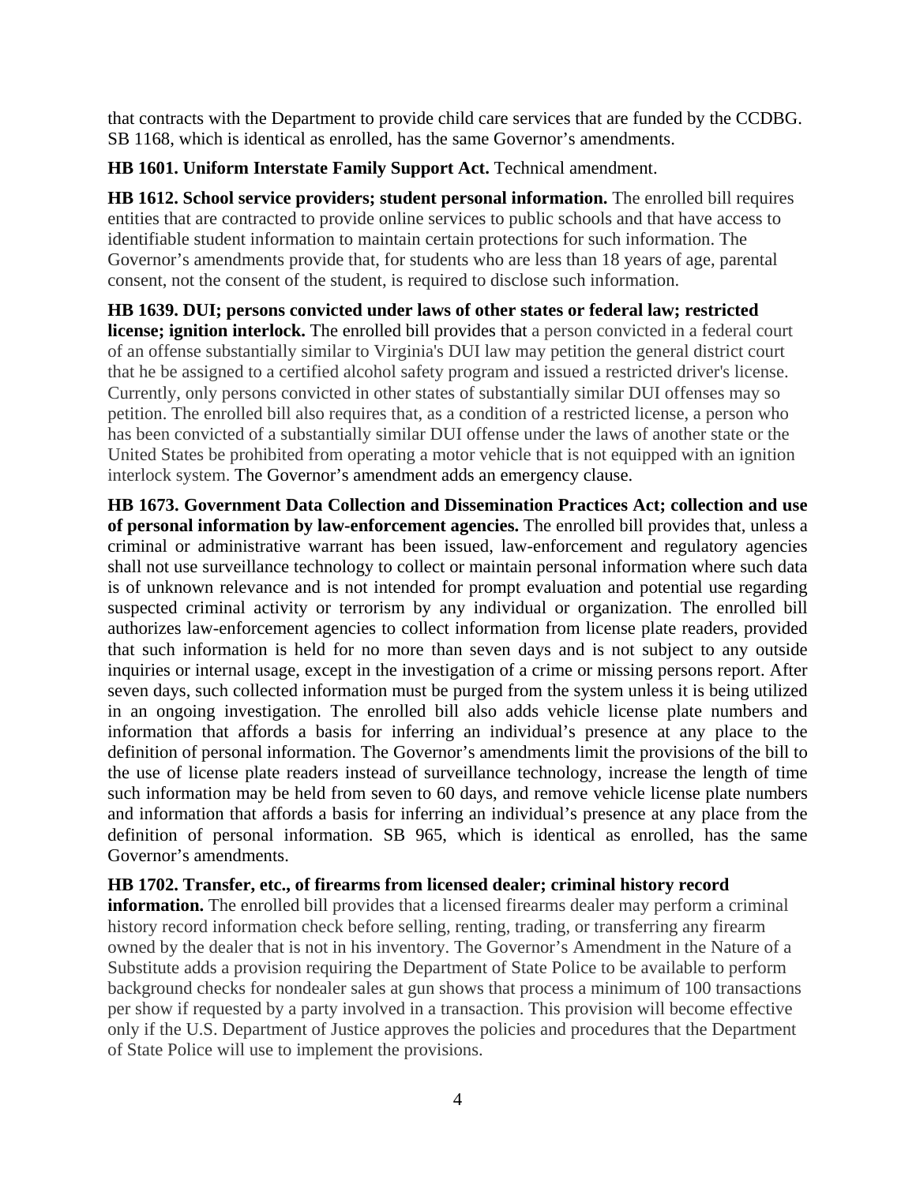that contracts with the Department to provide child care services that are funded by the CCDBG. SB 1168, which is identical as enrolled, has the same Governor's amendments.

**HB 1601. Uniform Interstate Family Support Act.** Technical amendment.

**HB 1612. School service providers; student personal information.** The enrolled bill requires entities that are contracted to provide online services to public schools and that have access to identifiable student information to maintain certain protections for such information. The Governor's amendments provide that, for students who are less than 18 years of age, parental consent, not the consent of the student, is required to disclose such information.

**HB 1639. DUI; persons convicted under laws of other states or federal law; restricted license; ignition interlock.** The enrolled bill provides that a person convicted in a federal court of an offense substantially similar to Virginia's DUI law may petition the general district court that he be assigned to a certified alcohol safety program and issued a restricted driver's license. Currently, only persons convicted in other states of substantially similar DUI offenses may so petition. The enrolled bill also requires that, as a condition of a restricted license, a person who has been convicted of a substantially similar DUI offense under the laws of another state or the United States be prohibited from operating a motor vehicle that is not equipped with an ignition interlock system. The Governor's amendment adds an emergency clause.

**HB 1673. Government Data Collection and Dissemination Practices Act; collection and use of personal information by law-enforcement agencies.** The enrolled bill provides that, unless a criminal or administrative warrant has been issued, law-enforcement and regulatory agencies shall not use surveillance technology to collect or maintain personal information where such data is of unknown relevance and is not intended for prompt evaluation and potential use regarding suspected criminal activity or terrorism by any individual or organization. The enrolled bill authorizes law-enforcement agencies to collect information from license plate readers, provided that such information is held for no more than seven days and is not subject to any outside inquiries or internal usage, except in the investigation of a crime or missing persons report. After seven days, such collected information must be purged from the system unless it is being utilized in an ongoing investigation. The enrolled bill also adds vehicle license plate numbers and information that affords a basis for inferring an individual's presence at any place to the definition of personal information. The Governor's amendments limit the provisions of the bill to the use of license plate readers instead of surveillance technology, increase the length of time such information may be held from seven to 60 days, and remove vehicle license plate numbers and information that affords a basis for inferring an individual's presence at any place from the definition of personal information. SB 965, which is identical as enrolled, has the same Governor's amendments.

**HB 1702. Transfer, etc., of firearms from licensed dealer; criminal history record information.** The enrolled bill provides that a licensed firearms dealer may perform a criminal history record information check before selling, renting, trading, or transferring any firearm owned by the dealer that is not in his inventory. The Governor's Amendment in the Nature of a Substitute adds a provision requiring the Department of State Police to be available to perform background checks for nondealer sales at gun shows that process a minimum of 100 transactions per show if requested by a party involved in a transaction. This provision will become effective only if the U.S. Department of Justice approves the policies and procedures that the Department of State Police will use to implement the provisions.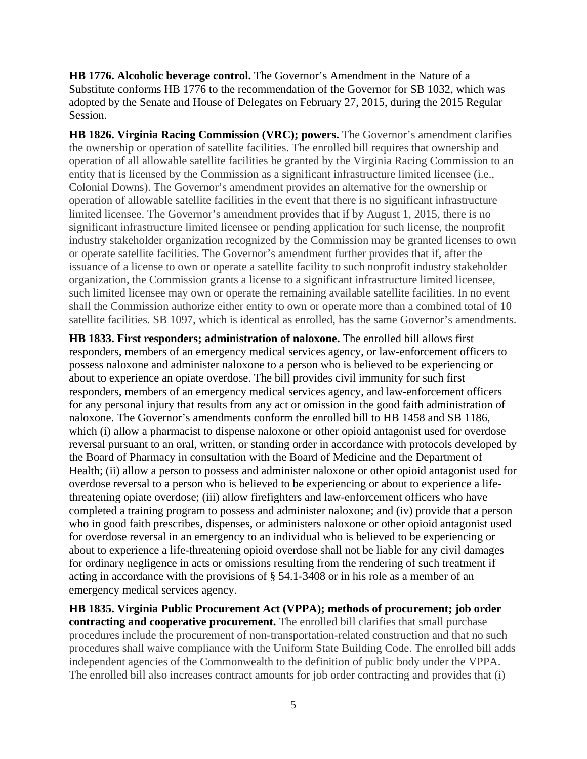**HB 1776. Alcoholic beverage control.** The Governor's Amendment in the Nature of a Substitute conforms HB 1776 to the recommendation of the Governor for SB 1032, which was adopted by the Senate and House of Delegates on February 27, 2015, during the 2015 Regular Session.

**HB 1826. Virginia Racing Commission (VRC); powers.** The Governor's amendment clarifies the ownership or operation of satellite facilities. The enrolled bill requires that ownership and operation of all allowable satellite facilities be granted by the Virginia Racing Commission to an entity that is licensed by the Commission as a significant infrastructure limited licensee (i.e., Colonial Downs). The Governor's amendment provides an alternative for the ownership or operation of allowable satellite facilities in the event that there is no significant infrastructure limited licensee. The Governor's amendment provides that if by August 1, 2015, there is no significant infrastructure limited licensee or pending application for such license, the nonprofit industry stakeholder organization recognized by the Commission may be granted licenses to own or operate satellite facilities. The Governor's amendment further provides that if, after the issuance of a license to own or operate a satellite facility to such nonprofit industry stakeholder organization, the Commission grants a license to a significant infrastructure limited licensee, such limited licensee may own or operate the remaining available satellite facilities. In no event shall the Commission authorize either entity to own or operate more than a combined total of 10 satellite facilities. SB 1097, which is identical as enrolled, has the same Governor's amendments.

**HB 1833. First responders; administration of naloxone.** The enrolled bill allows first responders, members of an emergency medical services agency, or law-enforcement officers to possess naloxone and administer naloxone to a person who is believed to be experiencing or about to experience an opiate overdose. The bill provides civil immunity for such first responders, members of an emergency medical services agency, and law-enforcement officers for any personal injury that results from any act or omission in the good faith administration of naloxone. The Governor's amendments conform the enrolled bill to HB 1458 and SB 1186, which (i) allow a pharmacist to dispense naloxone or other opioid antagonist used for overdose reversal pursuant to an oral, written, or standing order in accordance with protocols developed by the Board of Pharmacy in consultation with the Board of Medicine and the Department of Health; (ii) allow a person to possess and administer naloxone or other opioid antagonist used for overdose reversal to a person who is believed to be experiencing or about to experience a life-threatening opiate overdose; (iii) allow firefighters and law-enforcement officers who have completed a training program to possess and administer naloxone; and (iv) provide that a person who in good faith prescribes, dispenses, or administers naloxone or other opioid antagonist used for overdose reversal in an emergency to an individual who is believed to be experiencing or about to experience a life-threatening opioid overdose shall not be liable for any civil damages for ordinary negligence in acts or omissions resulting from the rendering of such treatment if acting in accordance with the provisions of § 54.1-3408 or in his role as a member of an emergency medical services agency.

**HB 1835. Virginia Public Procurement Act (VPPA); methods of procurement; job order contracting and cooperative procurement.** The enrolled bill clarifies that small purchase procedures include the procurement of non-transportation-related construction and that no such procedures shall waive compliance with the Uniform State Building Code. The enrolled bill adds independent agencies of the Commonwealth to the definition of public body under the VPPA. The enrolled bill also increases contract amounts for job order contracting and provides that (i)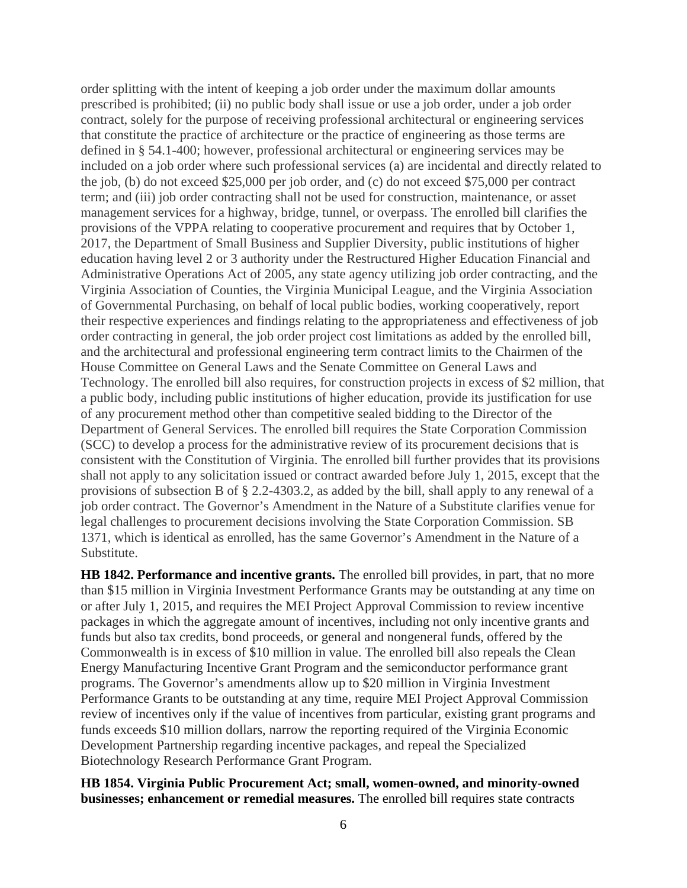order splitting with the intent of keeping a job order under the maximum dollar amounts prescribed is prohibited; (ii) no public body shall issue or use a job order, under a job order contract, solely for the purpose of receiving professional architectural or engineering services that constitute the practice of architecture or the practice of engineering as those terms are defined in § 54.1-400; however, professional architectural or engineering services may be included on a job order where such professional services (a) are incidental and directly related to the job, (b) do not exceed $25,000 per job order, and (c) do not exceed $75,000 per contract term; and (iii) job order contracting shall not be used for construction, maintenance, or asset management services for a highway, bridge, tunnel, or overpass. The enrolled bill clarifies the provisions of the VPPA relating to cooperative procurement and requires that by October 1, 2017, the Department of Small Business and Supplier Diversity, public institutions of higher education having level 2 or 3 authority under the Restructured Higher Education Financial and Administrative Operations Act of 2005, any state agency utilizing job order contracting, and the Virginia Association of Counties, the Virginia Municipal League, and the Virginia Association of Governmental Purchasing, on behalf of local public bodies, working cooperatively, report their respective experiences and findings relating to the appropriateness and effectiveness of job order contracting in general, the job order project cost limitations as added by the enrolled bill, and the architectural and professional engineering term contract limits to the Chairmen of the House Committee on General Laws and the Senate Committee on General Laws and Technology. The enrolled bill also requires, for construction projects in excess of $2 million, that a public body, including public institutions of higher education, provide its justification for use of any procurement method other than competitive sealed bidding to the Director of the Department of General Services. The enrolled bill requires the State Corporation Commission (SCC) to develop a process for the administrative review of its procurement decisions that is consistent with the Constitution of Virginia. The enrolled bill further provides that its provisions shall not apply to any solicitation issued or contract awarded before July 1, 2015, except that the provisions of subsection B of § 2.2-4303.2, as added by the bill, shall apply to any renewal of a job order contract. The Governor's Amendment in the Nature of a Substitute clarifies venue for legal challenges to procurement decisions involving the State Corporation Commission. SB 1371, which is identical as enrolled, has the same Governor's Amendment in the Nature of a Substitute.

**HB 1842. Performance and incentive grants.** The enrolled bill provides, in part, that no more than $15 million in Virginia Investment Performance Grants may be outstanding at any time on or after July 1, 2015, and requires the MEI Project Approval Commission to review incentive packages in which the aggregate amount of incentives, including not only incentive grants and funds but also tax credits, bond proceeds, or general and nongeneral funds, offered by the Commonwealth is in excess of $10 million in value. The enrolled bill also repeals the Clean Energy Manufacturing Incentive Grant Program and the semiconductor performance grant programs. The Governor's amendments allow up to $20 million in Virginia Investment Performance Grants to be outstanding at any time, require MEI Project Approval Commission review of incentives only if the value of incentives from particular, existing grant programs and funds exceeds $10 million dollars, narrow the reporting required of the Virginia Economic Development Partnership regarding incentive packages, and repeal the Specialized Biotechnology Research Performance Grant Program.

**HB 1854. Virginia Public Procurement Act; small, women-owned, and minority-owned businesses; enhancement or remedial measures.** The enrolled bill requires state contracts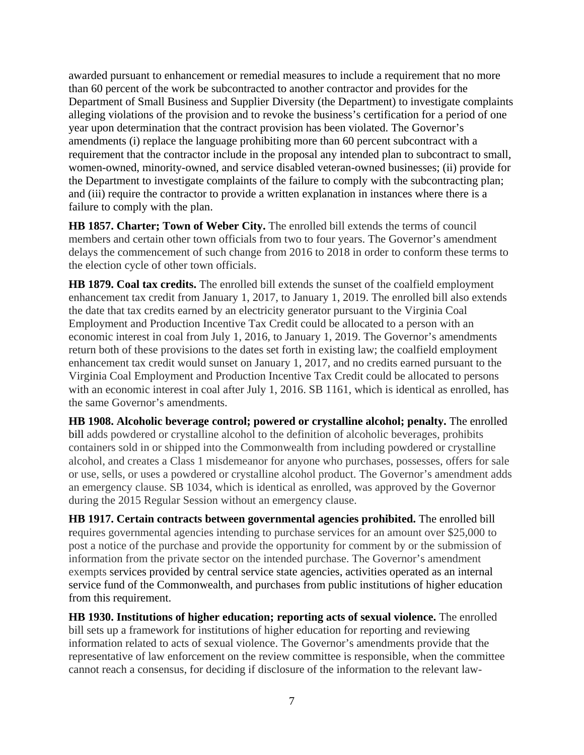awarded pursuant to enhancement or remedial measures to include a requirement that no more than 60 percent of the work be subcontracted to another contractor and provides for the Department of Small Business and Supplier Diversity (the Department) to investigate complaints alleging violations of the provision and to revoke the business's certification for a period of one year upon determination that the contract provision has been violated. The Governor's amendments (i) replace the language prohibiting more than 60 percent subcontract with a requirement that the contractor include in the proposal any intended plan to subcontract to small, women-owned, minority-owned, and service disabled veteran-owned businesses; (ii) provide for the Department to investigate complaints of the failure to comply with the subcontracting plan; and (iii) require the contractor to provide a written explanation in instances where there is a failure to comply with the plan.

**HB 1857. Charter; Town of Weber City.** The enrolled bill extends the terms of council members and certain other town officials from two to four years. The Governor's amendment delays the commencement of such change from 2016 to 2018 in order to conform these terms to the election cycle of other town officials.

**HB 1879. Coal tax credits.** The enrolled bill extends the sunset of the coalfield employment enhancement tax credit from January 1, 2017, to January 1, 2019. The enrolled bill also extends the date that tax credits earned by an electricity generator pursuant to the Virginia Coal Employment and Production Incentive Tax Credit could be allocated to a person with an economic interest in coal from July 1, 2016, to January 1, 2019. The Governor's amendments return both of these provisions to the dates set forth in existing law; the coalfield employment enhancement tax credit would sunset on January 1, 2017, and no credits earned pursuant to the Virginia Coal Employment and Production Incentive Tax Credit could be allocated to persons with an economic interest in coal after July 1, 2016. SB 1161, which is identical as enrolled, has the same Governor's amendments.

**HB 1908. Alcoholic beverage control; powered or crystalline alcohol; penalty.** The enrolled bill adds powdered or crystalline alcohol to the definition of alcoholic beverages, prohibits containers sold in or shipped into the Commonwealth from including powdered or crystalline alcohol, and creates a Class 1 misdemeanor for anyone who purchases, possesses, offers for sale or use, sells, or uses a powdered or crystalline alcohol product. The Governor's amendment adds an emergency clause. SB 1034, which is identical as enrolled, was approved by the Governor during the 2015 Regular Session without an emergency clause.

**HB 1917. Certain contracts between governmental agencies prohibited.** The enrolled bill requires governmental agencies intending to purchase services for an amount over $25,000 to post a notice of the purchase and provide the opportunity for comment by or the submission of information from the private sector on the intended purchase. The Governor's amendment exempts services provided by central service state agencies, activities operated as an internal service fund of the Commonwealth, and purchases from public institutions of higher education from this requirement.

**HB 1930. Institutions of higher education; reporting acts of sexual violence.** The enrolled bill sets up a framework for institutions of higher education for reporting and reviewing information related to acts of sexual violence. The Governor's amendments provide that the representative of law enforcement on the review committee is responsible, when the committee cannot reach a consensus, for deciding if disclosure of the information to the relevant law-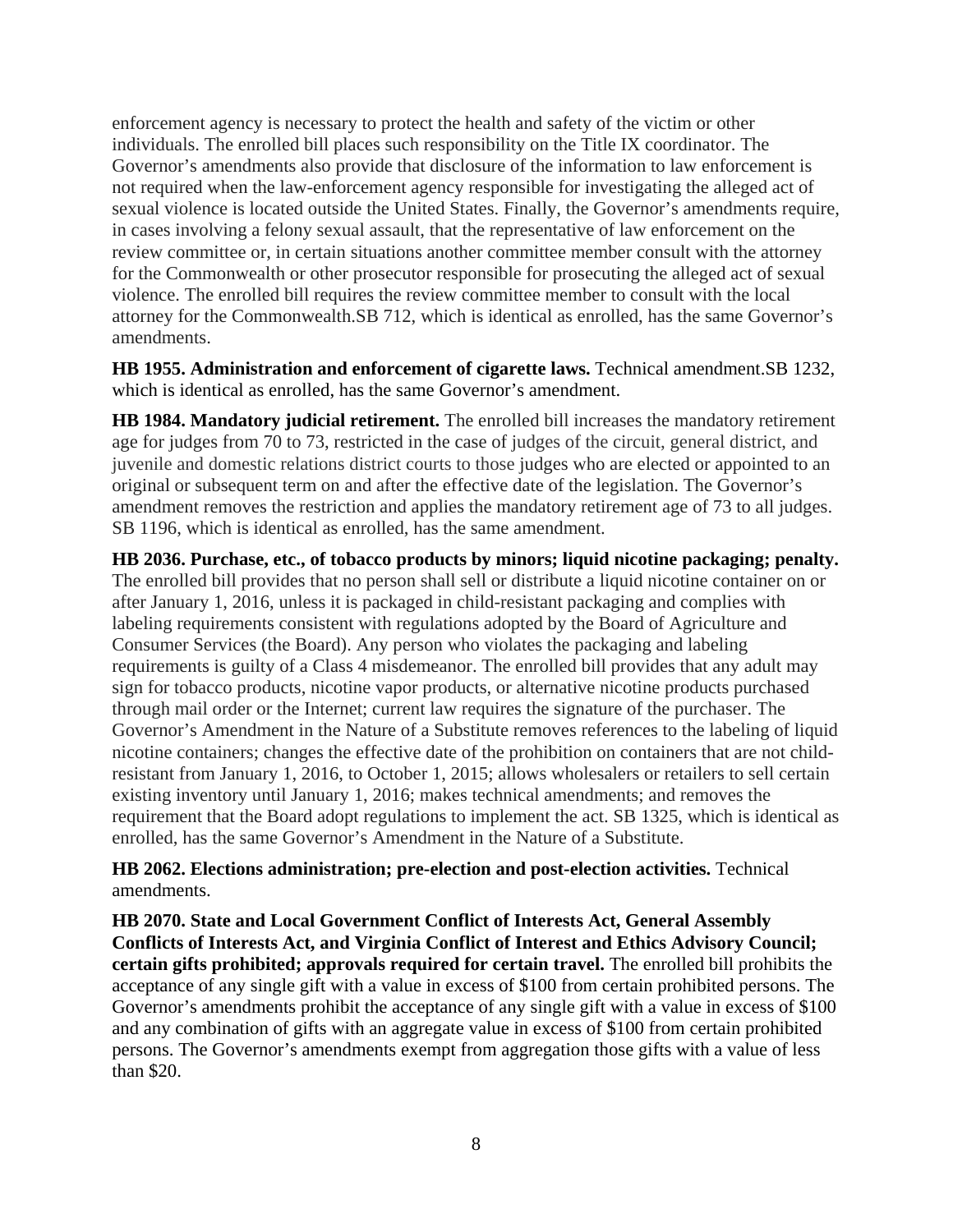enforcement agency is necessary to protect the health and safety of the victim or other individuals. The enrolled bill places such responsibility on the Title IX coordinator. The Governor's amendments also provide that disclosure of the information to law enforcement is not required when the law-enforcement agency responsible for investigating the alleged act of sexual violence is located outside the United States. Finally, the Governor's amendments require, in cases involving a felony sexual assault, that the representative of law enforcement on the review committee or, in certain situations another committee member consult with the attorney for the Commonwealth or other prosecutor responsible for prosecuting the alleged act of sexual violence. The enrolled bill requires the review committee member to consult with the local attorney for the Commonwealth.SB 712, which is identical as enrolled, has the same Governor's amendments.

**HB 1955. Administration and enforcement of cigarette laws.** Technical amendment.SB 1232, which is identical as enrolled, has the same Governor's amendment.

**HB 1984. Mandatory judicial retirement.** The enrolled bill increases the mandatory retirement age for judges from 70 to 73, restricted in the case of judges of the circuit, general district, and juvenile and domestic relations district courts to those judges who are elected or appointed to an original or subsequent term on and after the effective date of the legislation. The Governor's amendment removes the restriction and applies the mandatory retirement age of 73 to all judges. SB 1196, which is identical as enrolled, has the same amendment.

**HB 2036. Purchase, etc., of tobacco products by minors; liquid nicotine packaging; penalty.** The enrolled bill provides that no person shall sell or distribute a liquid nicotine container on or after January 1, 2016, unless it is packaged in child-resistant packaging and complies with labeling requirements consistent with regulations adopted by the Board of Agriculture and Consumer Services (the Board). Any person who violates the packaging and labeling requirements is guilty of a Class 4 misdemeanor. The enrolled bill provides that any adult may sign for tobacco products, nicotine vapor products, or alternative nicotine products purchased through mail order or the Internet; current law requires the signature of the purchaser. The Governor's Amendment in the Nature of a Substitute removes references to the labeling of liquid nicotine containers; changes the effective date of the prohibition on containers that are not child-resistant from January 1, 2016, to October 1, 2015; allows wholesalers or retailers to sell certain existing inventory until January 1, 2016; makes technical amendments; and removes the requirement that the Board adopt regulations to implement the act. SB 1325, which is identical as enrolled, has the same Governor's Amendment in the Nature of a Substitute.

**HB 2062. Elections administration; pre-election and post-election activities.** Technical amendments.

**HB 2070. State and Local Government Conflict of Interests Act, General Assembly Conflicts of Interests Act, and Virginia Conflict of Interest and Ethics Advisory Council; certain gifts prohibited; approvals required for certain travel.** The enrolled bill prohibits the acceptance of any single gift with a value in excess of $100 from certain prohibited persons. The Governor's amendments prohibit the acceptance of any single gift with a value in excess of $100 and any combination of gifts with an aggregate value in excess of $100 from certain prohibited persons. The Governor's amendments exempt from aggregation those gifts with a value of less than $20.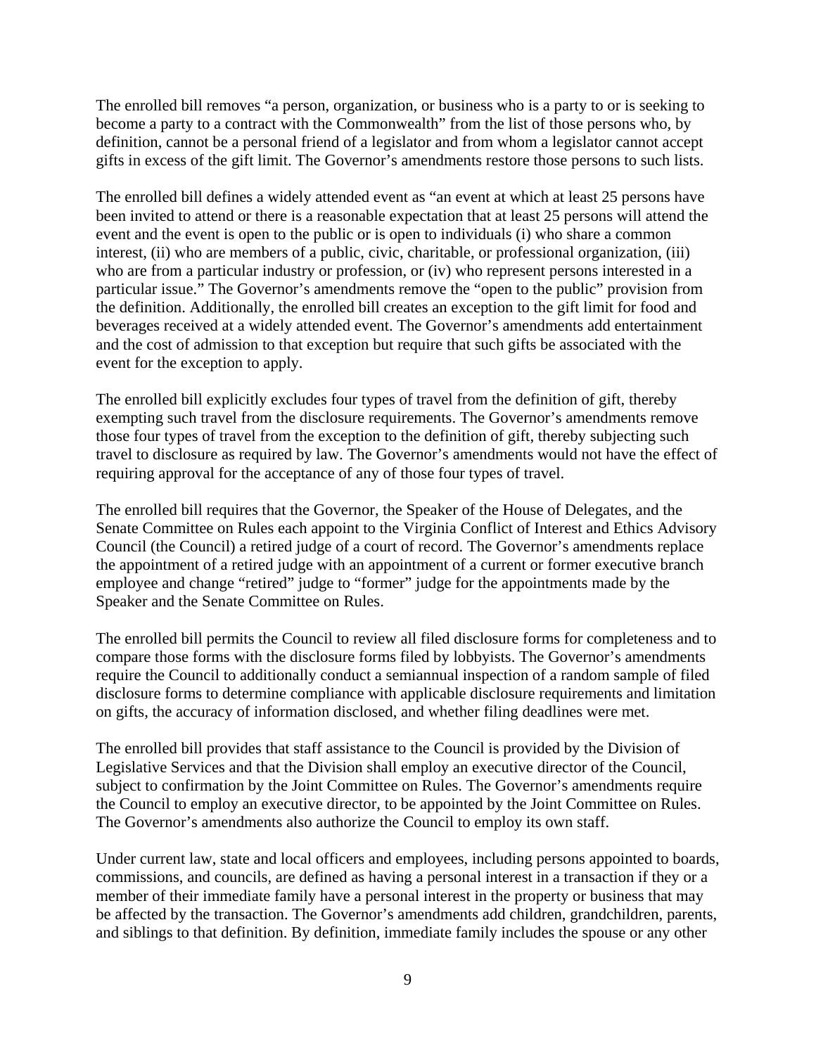The enrolled bill removes "a person, organization, or business who is a party to or is seeking to become a party to a contract with the Commonwealth" from the list of those persons who, by definition, cannot be a personal friend of a legislator and from whom a legislator cannot accept gifts in excess of the gift limit. The Governor's amendments restore those persons to such lists.

The enrolled bill defines a widely attended event as "an event at which at least 25 persons have been invited to attend or there is a reasonable expectation that at least 25 persons will attend the event and the event is open to the public or is open to individuals (i) who share a common interest, (ii) who are members of a public, civic, charitable, or professional organization, (iii) who are from a particular industry or profession, or (iv) who represent persons interested in a particular issue." The Governor's amendments remove the "open to the public" provision from the definition. Additionally, the enrolled bill creates an exception to the gift limit for food and beverages received at a widely attended event. The Governor's amendments add entertainment and the cost of admission to that exception but require that such gifts be associated with the event for the exception to apply.

The enrolled bill explicitly excludes four types of travel from the definition of gift, thereby exempting such travel from the disclosure requirements. The Governor's amendments remove those four types of travel from the exception to the definition of gift, thereby subjecting such travel to disclosure as required by law. The Governor's amendments would not have the effect of requiring approval for the acceptance of any of those four types of travel.

The enrolled bill requires that the Governor, the Speaker of the House of Delegates, and the Senate Committee on Rules each appoint to the Virginia Conflict of Interest and Ethics Advisory Council (the Council) a retired judge of a court of record. The Governor's amendments replace the appointment of a retired judge with an appointment of a current or former executive branch employee and change "retired" judge to "former" judge for the appointments made by the Speaker and the Senate Committee on Rules.

The enrolled bill permits the Council to review all filed disclosure forms for completeness and to compare those forms with the disclosure forms filed by lobbyists. The Governor's amendments require the Council to additionally conduct a semiannual inspection of a random sample of filed disclosure forms to determine compliance with applicable disclosure requirements and limitation on gifts, the accuracy of information disclosed, and whether filing deadlines were met.

The enrolled bill provides that staff assistance to the Council is provided by the Division of Legislative Services and that the Division shall employ an executive director of the Council, subject to confirmation by the Joint Committee on Rules. The Governor's amendments require the Council to employ an executive director, to be appointed by the Joint Committee on Rules. The Governor's amendments also authorize the Council to employ its own staff.

Under current law, state and local officers and employees, including persons appointed to boards, commissions, and councils, are defined as having a personal interest in a transaction if they or a member of their immediate family have a personal interest in the property or business that may be affected by the transaction. The Governor's amendments add children, grandchildren, parents, and siblings to that definition. By definition, immediate family includes the spouse or any other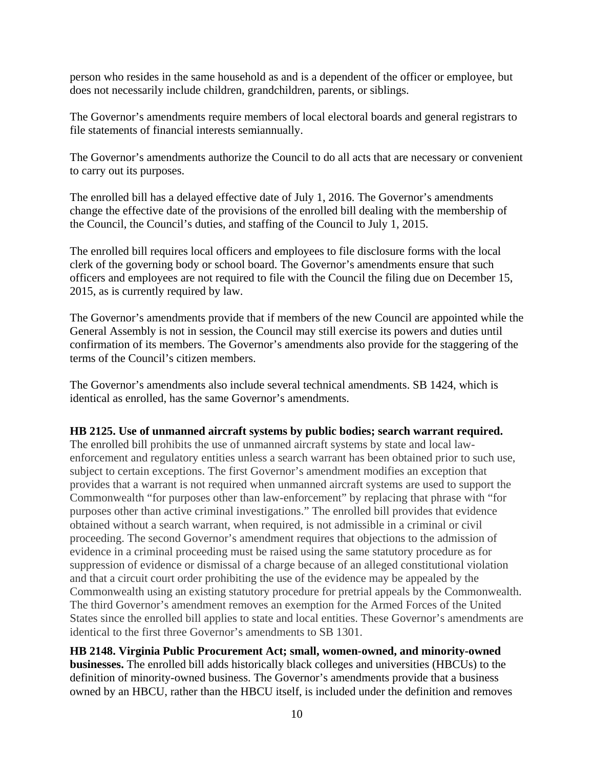person who resides in the same household as and is a dependent of the officer or employee, but does not necessarily include children, grandchildren, parents, or siblings.

The Governor's amendments require members of local electoral boards and general registrars to file statements of financial interests semiannually.

The Governor's amendments authorize the Council to do all acts that are necessary or convenient to carry out its purposes.

The enrolled bill has a delayed effective date of July 1, 2016. The Governor's amendments change the effective date of the provisions of the enrolled bill dealing with the membership of the Council, the Council's duties, and staffing of the Council to July 1, 2015.

The enrolled bill requires local officers and employees to file disclosure forms with the local clerk of the governing body or school board. The Governor's amendments ensure that such officers and employees are not required to file with the Council the filing due on December 15, 2015, as is currently required by law.

The Governor's amendments provide that if members of the new Council are appointed while the General Assembly is not in session, the Council may still exercise its powers and duties until confirmation of its members. The Governor's amendments also provide for the staggering of the terms of the Council's citizen members.

The Governor's amendments also include several technical amendments. SB 1424, which is identical as enrolled, has the same Governor's amendments.

**HB 2125. Use of unmanned aircraft systems by public bodies; search warrant required.** The enrolled bill prohibits the use of unmanned aircraft systems by state and local law-enforcement and regulatory entities unless a search warrant has been obtained prior to such use, subject to certain exceptions. The first Governor's amendment modifies an exception that provides that a warrant is not required when unmanned aircraft systems are used to support the Commonwealth "for purposes other than law-enforcement" by replacing that phrase with "for purposes other than active criminal investigations." The enrolled bill provides that evidence obtained without a search warrant, when required, is not admissible in a criminal or civil proceeding. The second Governor's amendment requires that objections to the admission of evidence in a criminal proceeding must be raised using the same statutory procedure as for suppression of evidence or dismissal of a charge because of an alleged constitutional violation and that a circuit court order prohibiting the use of the evidence may be appealed by the Commonwealth using an existing statutory procedure for pretrial appeals by the Commonwealth. The third Governor's amendment removes an exemption for the Armed Forces of the United States since the enrolled bill applies to state and local entities. These Governor's amendments are identical to the first three Governor's amendments to SB 1301.

**HB 2148. Virginia Public Procurement Act; small, women-owned, and minority-owned businesses.** The enrolled bill adds historically black colleges and universities (HBCUs) to the definition of minority-owned business. The Governor's amendments provide that a business owned by an HBCU, rather than the HBCU itself, is included under the definition and removes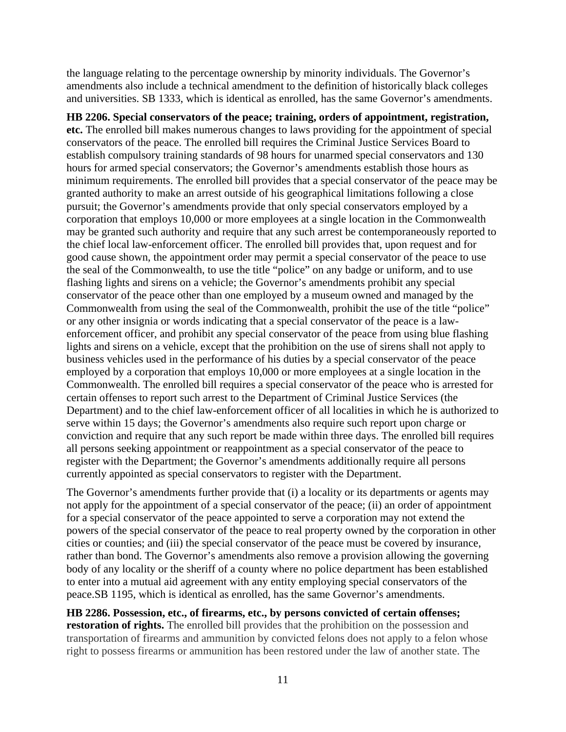the language relating to the percentage ownership by minority individuals. The Governor's amendments also include a technical amendment to the definition of historically black colleges and universities. SB 1333, which is identical as enrolled, has the same Governor's amendments.

**HB 2206. Special conservators of the peace; training, orders of appointment, registration, etc.** The enrolled bill makes numerous changes to laws providing for the appointment of special conservators of the peace. The enrolled bill requires the Criminal Justice Services Board to establish compulsory training standards of 98 hours for unarmed special conservators and 130 hours for armed special conservators; the Governor's amendments establish those hours as minimum requirements. The enrolled bill provides that a special conservator of the peace may be granted authority to make an arrest outside of his geographical limitations following a close pursuit; the Governor's amendments provide that only special conservators employed by a corporation that employs 10,000 or more employees at a single location in the Commonwealth may be granted such authority and require that any such arrest be contemporaneously reported to the chief local law-enforcement officer. The enrolled bill provides that, upon request and for good cause shown, the appointment order may permit a special conservator of the peace to use the seal of the Commonwealth, to use the title "police" on any badge or uniform, and to use flashing lights and sirens on a vehicle; the Governor's amendments prohibit any special conservator of the peace other than one employed by a museum owned and managed by the Commonwealth from using the seal of the Commonwealth, prohibit the use of the title "police" or any other insignia or words indicating that a special conservator of the peace is a law-enforcement officer, and prohibit any special conservator of the peace from using blue flashing lights and sirens on a vehicle, except that the prohibition on the use of sirens shall not apply to business vehicles used in the performance of his duties by a special conservator of the peace employed by a corporation that employs 10,000 or more employees at a single location in the Commonwealth. The enrolled bill requires a special conservator of the peace who is arrested for certain offenses to report such arrest to the Department of Criminal Justice Services (the Department) and to the chief law-enforcement officer of all localities in which he is authorized to serve within 15 days; the Governor's amendments also require such report upon charge or conviction and require that any such report be made within three days. The enrolled bill requires all persons seeking appointment or reappointment as a special conservator of the peace to register with the Department; the Governor's amendments additionally require all persons currently appointed as special conservators to register with the Department.

The Governor's amendments further provide that (i) a locality or its departments or agents may not apply for the appointment of a special conservator of the peace; (ii) an order of appointment for a special conservator of the peace appointed to serve a corporation may not extend the powers of the special conservator of the peace to real property owned by the corporation in other cities or counties; and (iii) the special conservator of the peace must be covered by insurance, rather than bond. The Governor's amendments also remove a provision allowing the governing body of any locality or the sheriff of a county where no police department has been established to enter into a mutual aid agreement with any entity employing special conservators of the peace.SB 1195, which is identical as enrolled, has the same Governor's amendments.

**HB 2286. Possession, etc., of firearms, etc., by persons convicted of certain offenses; restoration of rights.** The enrolled bill provides that the prohibition on the possession and transportation of firearms and ammunition by convicted felons does not apply to a felon whose right to possess firearms or ammunition has been restored under the law of another state. The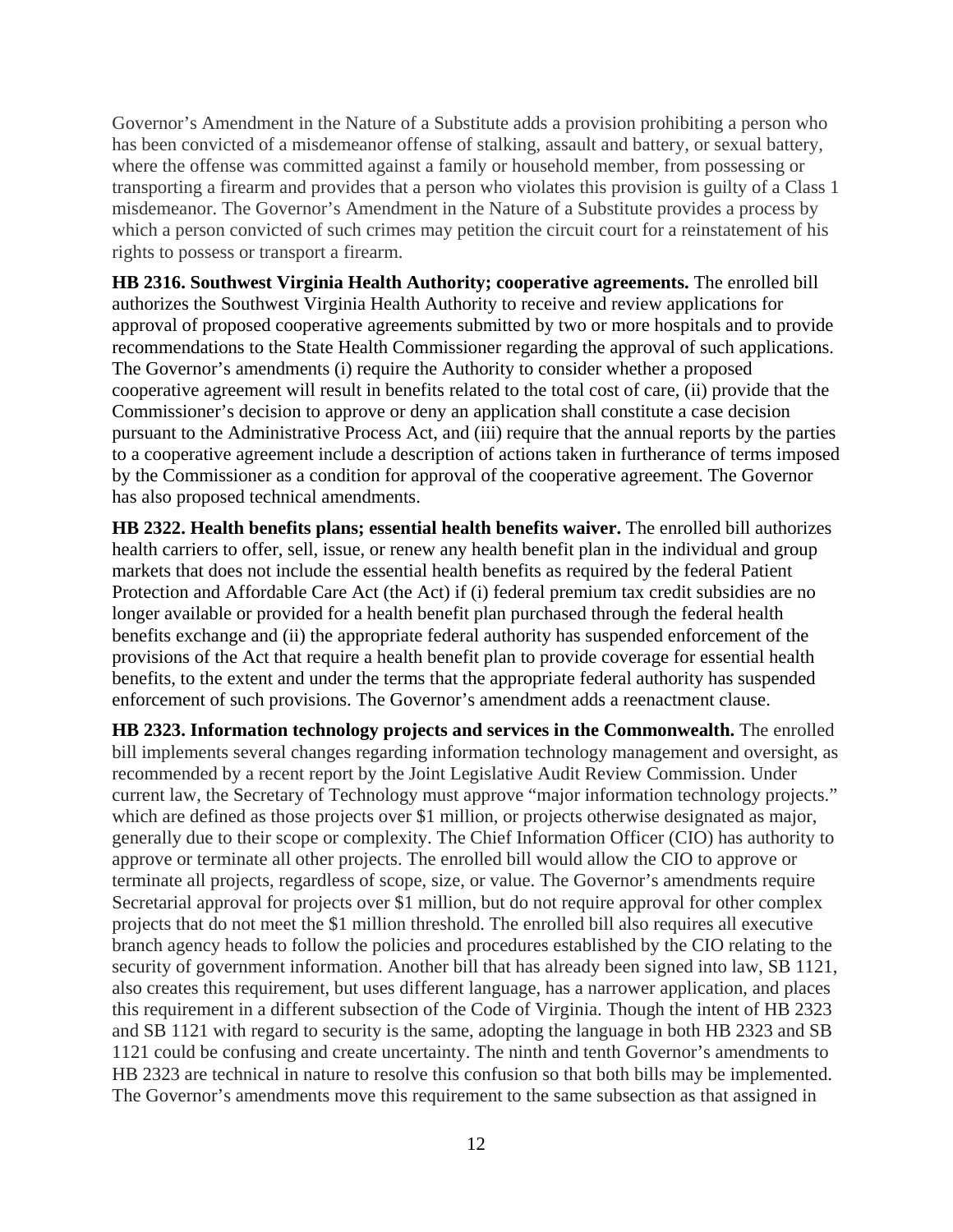Governor's Amendment in the Nature of a Substitute adds a provision prohibiting a person who has been convicted of a misdemeanor offense of stalking, assault and battery, or sexual battery, where the offense was committed against a family or household member, from possessing or transporting a firearm and provides that a person who violates this provision is guilty of a Class 1 misdemeanor. The Governor's Amendment in the Nature of a Substitute provides a process by which a person convicted of such crimes may petition the circuit court for a reinstatement of his rights to possess or transport a firearm.

**HB 2316. Southwest Virginia Health Authority; cooperative agreements.** The enrolled bill authorizes the Southwest Virginia Health Authority to receive and review applications for approval of proposed cooperative agreements submitted by two or more hospitals and to provide recommendations to the State Health Commissioner regarding the approval of such applications. The Governor's amendments (i) require the Authority to consider whether a proposed cooperative agreement will result in benefits related to the total cost of care, (ii) provide that the Commissioner's decision to approve or deny an application shall constitute a case decision pursuant to the Administrative Process Act, and (iii) require that the annual reports by the parties to a cooperative agreement include a description of actions taken in furtherance of terms imposed by the Commissioner as a condition for approval of the cooperative agreement. The Governor has also proposed technical amendments.

**HB 2322. Health benefits plans; essential health benefits waiver.** The enrolled bill authorizes health carriers to offer, sell, issue, or renew any health benefit plan in the individual and group markets that does not include the essential health benefits as required by the federal Patient Protection and Affordable Care Act (the Act) if (i) federal premium tax credit subsidies are no longer available or provided for a health benefit plan purchased through the federal health benefits exchange and (ii) the appropriate federal authority has suspended enforcement of the provisions of the Act that require a health benefit plan to provide coverage for essential health benefits, to the extent and under the terms that the appropriate federal authority has suspended enforcement of such provisions. The Governor's amendment adds a reenactment clause.

**HB 2323. Information technology projects and services in the Commonwealth.** The enrolled bill implements several changes regarding information technology management and oversight, as recommended by a recent report by the Joint Legislative Audit Review Commission. Under current law, the Secretary of Technology must approve "major information technology projects." which are defined as those projects over $1 million, or projects otherwise designated as major, generally due to their scope or complexity. The Chief Information Officer (CIO) has authority to approve or terminate all other projects. The enrolled bill would allow the CIO to approve or terminate all projects, regardless of scope, size, or value. The Governor's amendments require Secretarial approval for projects over $1 million, but do not require approval for other complex projects that do not meet the $1 million threshold. The enrolled bill also requires all executive branch agency heads to follow the policies and procedures established by the CIO relating to the security of government information. Another bill that has already been signed into law, SB 1121, also creates this requirement, but uses different language, has a narrower application, and places this requirement in a different subsection of the Code of Virginia. Though the intent of HB 2323 and SB 1121 with regard to security is the same, adopting the language in both HB 2323 and SB 1121 could be confusing and create uncertainty. The ninth and tenth Governor's amendments to HB 2323 are technical in nature to resolve this confusion so that both bills may be implemented. The Governor's amendments move this requirement to the same subsection as that assigned in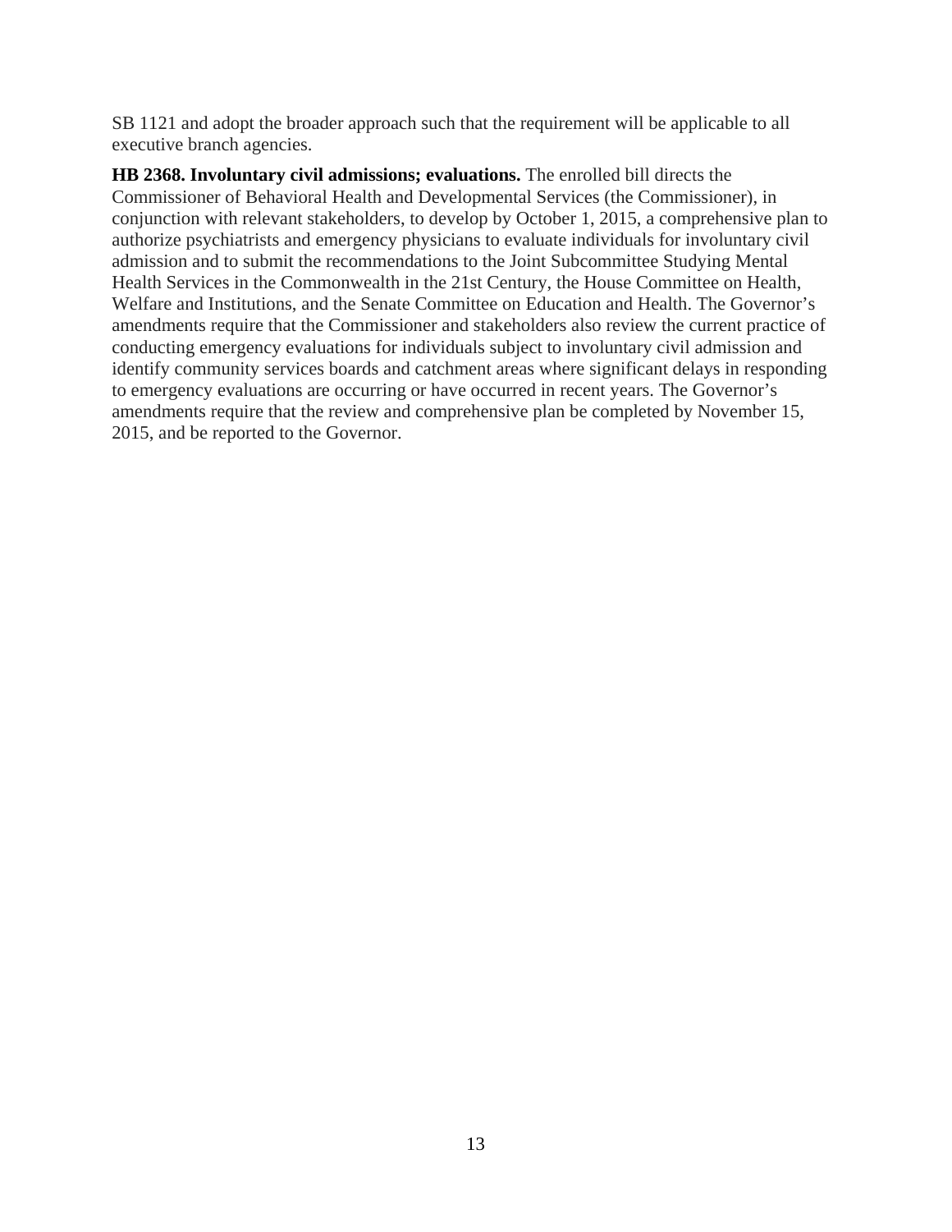SB 1121 and adopt the broader approach such that the requirement will be applicable to all executive branch agencies.

**HB 2368. Involuntary civil admissions; evaluations.** The enrolled bill directs the Commissioner of Behavioral Health and Developmental Services (the Commissioner), in conjunction with relevant stakeholders, to develop by October 1, 2015, a comprehensive plan to authorize psychiatrists and emergency physicians to evaluate individuals for involuntary civil admission and to submit the recommendations to the Joint Subcommittee Studying Mental Health Services in the Commonwealth in the 21st Century, the House Committee on Health, Welfare and Institutions, and the Senate Committee on Education and Health. The Governor's amendments require that the Commissioner and stakeholders also review the current practice of conducting emergency evaluations for individuals subject to involuntary civil admission and identify community services boards and catchment areas where significant delays in responding to emergency evaluations are occurring or have occurred in recent years. The Governor's amendments require that the review and comprehensive plan be completed by November 15, 2015, and be reported to the Governor.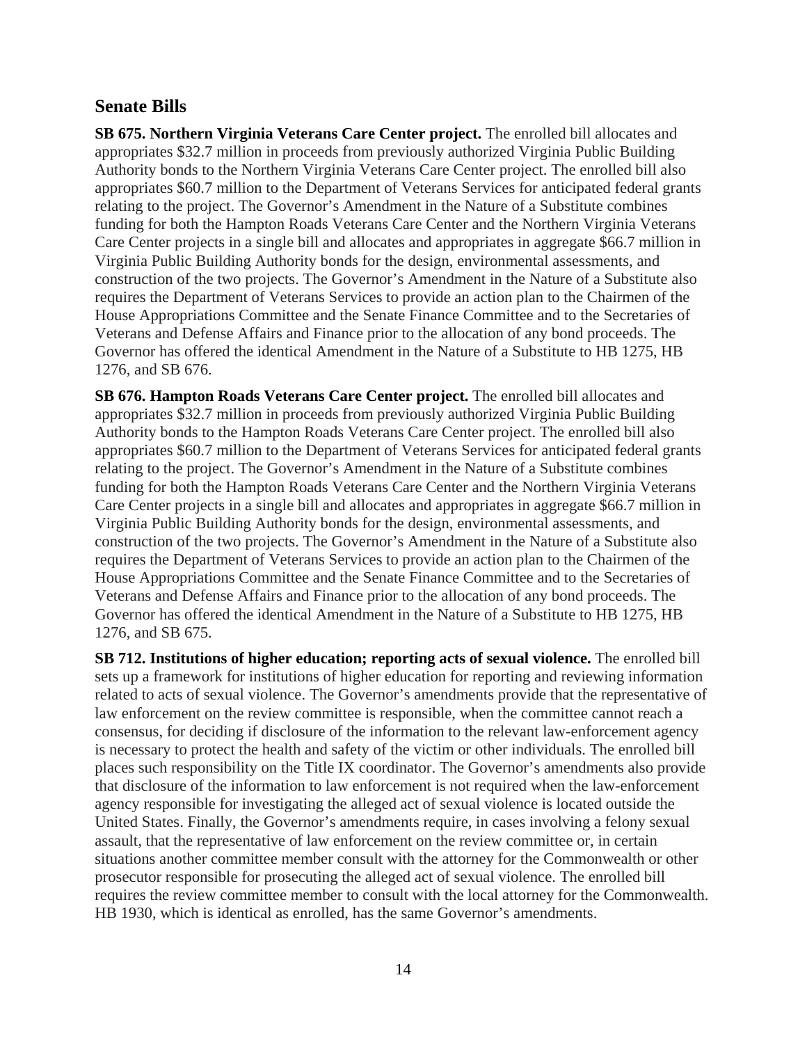## Senate Bills

**SB 675. Northern Virginia Veterans Care Center project.** The enrolled bill allocates and appropriates $32.7 million in proceeds from previously authorized Virginia Public Building Authority bonds to the Northern Virginia Veterans Care Center project. The enrolled bill also appropriates $60.7 million to the Department of Veterans Services for anticipated federal grants relating to the project. The Governor's Amendment in the Nature of a Substitute combines funding for both the Hampton Roads Veterans Care Center and the Northern Virginia Veterans Care Center projects in a single bill and allocates and appropriates in aggregate $66.7 million in Virginia Public Building Authority bonds for the design, environmental assessments, and construction of the two projects. The Governor's Amendment in the Nature of a Substitute also requires the Department of Veterans Services to provide an action plan to the Chairmen of the House Appropriations Committee and the Senate Finance Committee and to the Secretaries of Veterans and Defense Affairs and Finance prior to the allocation of any bond proceeds. The Governor has offered the identical Amendment in the Nature of a Substitute to HB 1275, HB 1276, and SB 676.

**SB 676. Hampton Roads Veterans Care Center project.** The enrolled bill allocates and appropriates $32.7 million in proceeds from previously authorized Virginia Public Building Authority bonds to the Hampton Roads Veterans Care Center project. The enrolled bill also appropriates $60.7 million to the Department of Veterans Services for anticipated federal grants relating to the project. The Governor's Amendment in the Nature of a Substitute combines funding for both the Hampton Roads Veterans Care Center and the Northern Virginia Veterans Care Center projects in a single bill and allocates and appropriates in aggregate $66.7 million in Virginia Public Building Authority bonds for the design, environmental assessments, and construction of the two projects. The Governor's Amendment in the Nature of a Substitute also requires the Department of Veterans Services to provide an action plan to the Chairmen of the House Appropriations Committee and the Senate Finance Committee and to the Secretaries of Veterans and Defense Affairs and Finance prior to the allocation of any bond proceeds. The Governor has offered the identical Amendment in the Nature of a Substitute to HB 1275, HB 1276, and SB 675.

**SB 712. Institutions of higher education; reporting acts of sexual violence.** The enrolled bill sets up a framework for institutions of higher education for reporting and reviewing information related to acts of sexual violence. The Governor's amendments provide that the representative of law enforcement on the review committee is responsible, when the committee cannot reach a consensus, for deciding if disclosure of the information to the relevant law-enforcement agency is necessary to protect the health and safety of the victim or other individuals. The enrolled bill places such responsibility on the Title IX coordinator. The Governor's amendments also provide that disclosure of the information to law enforcement is not required when the law-enforcement agency responsible for investigating the alleged act of sexual violence is located outside the United States. Finally, the Governor's amendments require, in cases involving a felony sexual assault, that the representative of law enforcement on the review committee or, in certain situations another committee member consult with the attorney for the Commonwealth or other prosecutor responsible for prosecuting the alleged act of sexual violence. The enrolled bill requires the review committee member to consult with the local attorney for the Commonwealth. HB 1930, which is identical as enrolled, has the same Governor's amendments.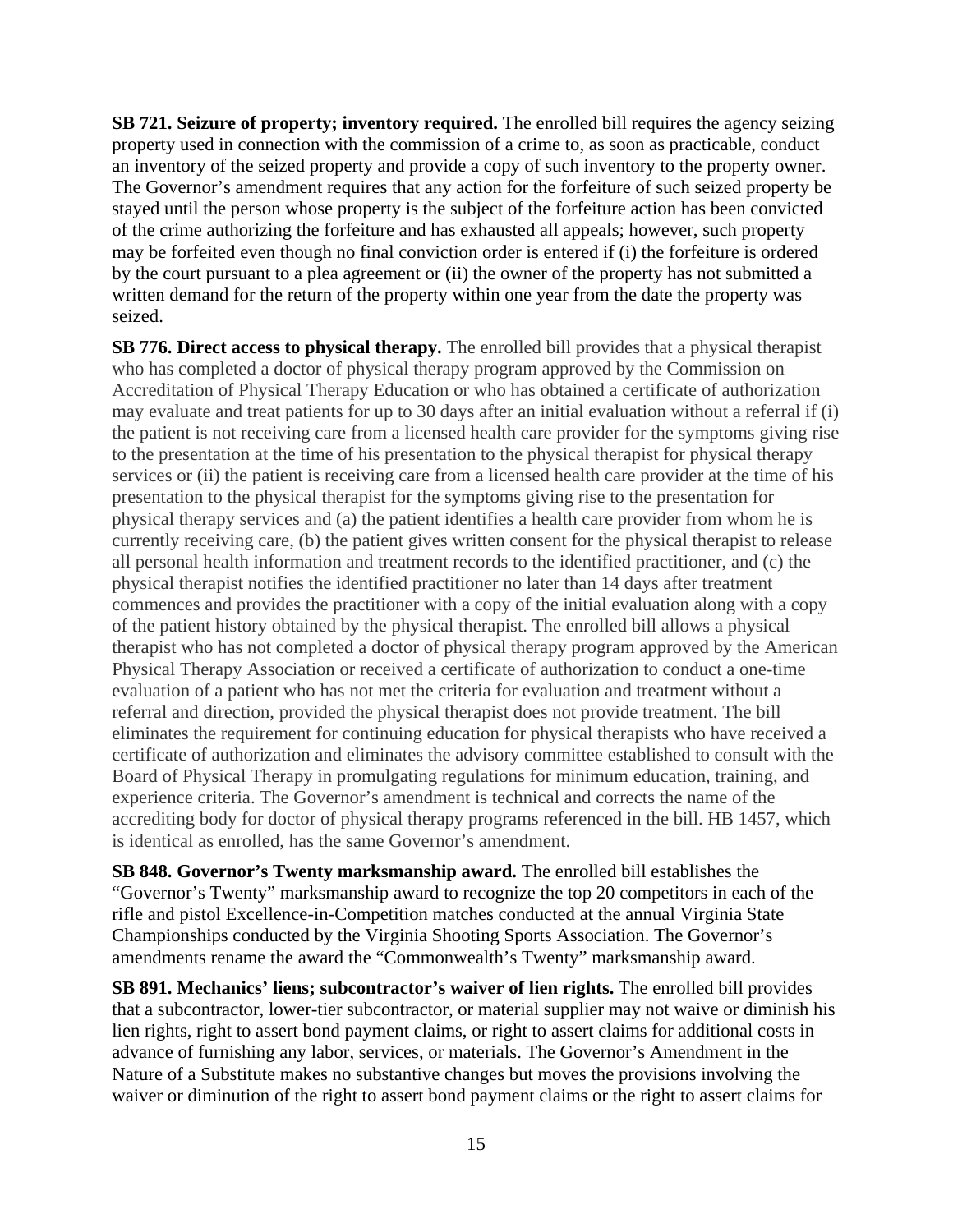**SB 721. Seizure of property; inventory required.** The enrolled bill requires the agency seizing property used in connection with the commission of a crime to, as soon as practicable, conduct an inventory of the seized property and provide a copy of such inventory to the property owner. The Governor's amendment requires that any action for the forfeiture of such seized property be stayed until the person whose property is the subject of the forfeiture action has been convicted of the crime authorizing the forfeiture and has exhausted all appeals; however, such property may be forfeited even though no final conviction order is entered if (i) the forfeiture is ordered by the court pursuant to a plea agreement or (ii) the owner of the property has not submitted a written demand for the return of the property within one year from the date the property was seized.

**SB 776. Direct access to physical therapy.** The enrolled bill provides that a physical therapist who has completed a doctor of physical therapy program approved by the Commission on Accreditation of Physical Therapy Education or who has obtained a certificate of authorization may evaluate and treat patients for up to 30 days after an initial evaluation without a referral if (i) the patient is not receiving care from a licensed health care provider for the symptoms giving rise to the presentation at the time of his presentation to the physical therapist for physical therapy services or (ii) the patient is receiving care from a licensed health care provider at the time of his presentation to the physical therapist for the symptoms giving rise to the presentation for physical therapy services and (a) the patient identifies a health care provider from whom he is currently receiving care, (b) the patient gives written consent for the physical therapist to release all personal health information and treatment records to the identified practitioner, and (c) the physical therapist notifies the identified practitioner no later than 14 days after treatment commences and provides the practitioner with a copy of the initial evaluation along with a copy of the patient history obtained by the physical therapist. The enrolled bill allows a physical therapist who has not completed a doctor of physical therapy program approved by the American Physical Therapy Association or received a certificate of authorization to conduct a one-time evaluation of a patient who has not met the criteria for evaluation and treatment without a referral and direction, provided the physical therapist does not provide treatment. The bill eliminates the requirement for continuing education for physical therapists who have received a certificate of authorization and eliminates the advisory committee established to consult with the Board of Physical Therapy in promulgating regulations for minimum education, training, and experience criteria. The Governor's amendment is technical and corrects the name of the accrediting body for doctor of physical therapy programs referenced in the bill. HB 1457, which is identical as enrolled, has the same Governor's amendment.

**SB 848. Governor's Twenty marksmanship award.** The enrolled bill establishes the "Governor's Twenty" marksmanship award to recognize the top 20 competitors in each of the rifle and pistol Excellence-in-Competition matches conducted at the annual Virginia State Championships conducted by the Virginia Shooting Sports Association. The Governor's amendments rename the award the "Commonwealth's Twenty" marksmanship award.

**SB 891. Mechanics' liens; subcontractor's waiver of lien rights.** The enrolled bill provides that a subcontractor, lower-tier subcontractor, or material supplier may not waive or diminish his lien rights, right to assert bond payment claims, or right to assert claims for additional costs in advance of furnishing any labor, services, or materials. The Governor's Amendment in the Nature of a Substitute makes no substantive changes but moves the provisions involving the waiver or diminution of the right to assert bond payment claims or the right to assert claims for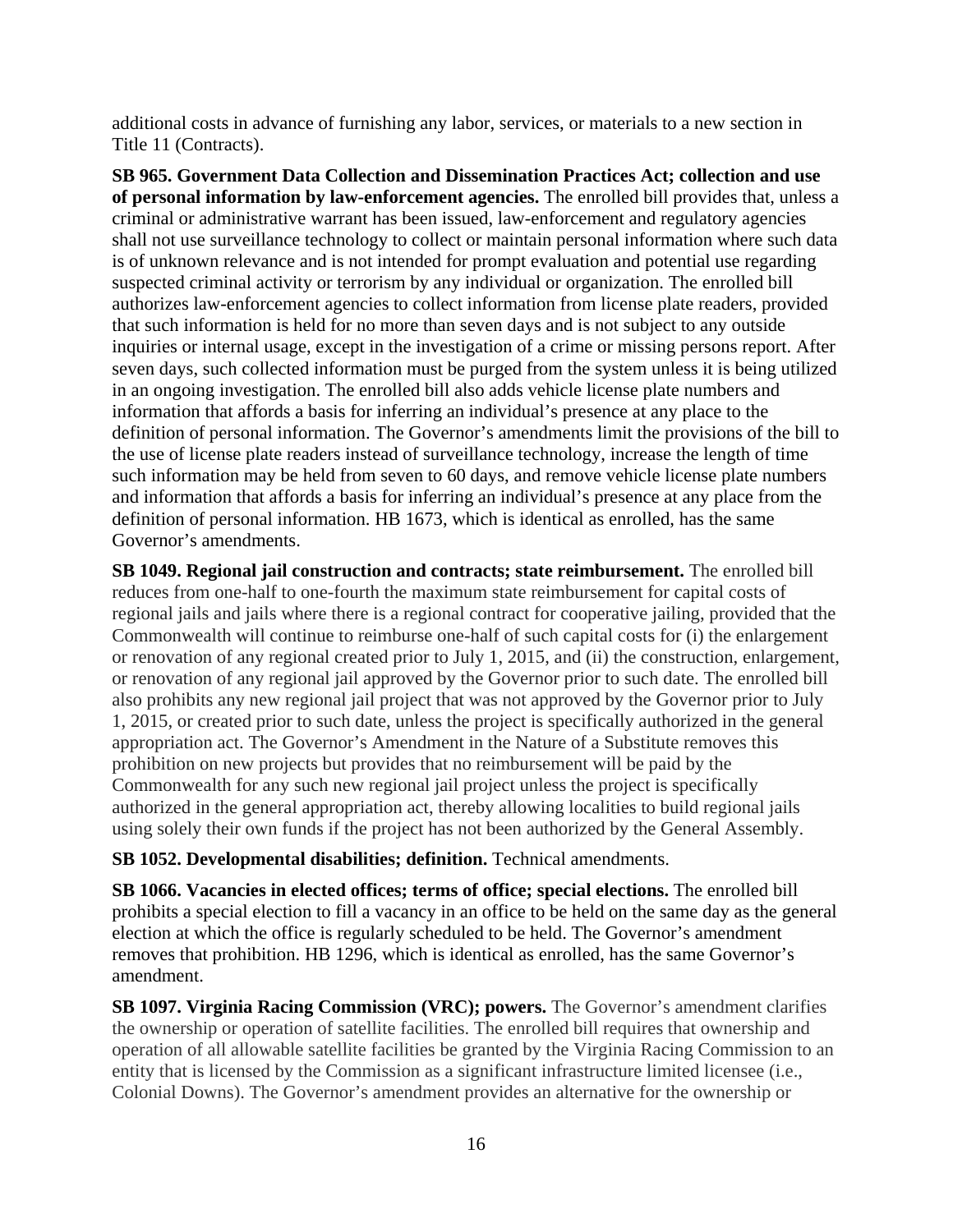additional costs in advance of furnishing any labor, services, or materials to a new section in Title 11 (Contracts).

**SB 965. Government Data Collection and Dissemination Practices Act; collection and use of personal information by law-enforcement agencies.** The enrolled bill provides that, unless a criminal or administrative warrant has been issued, law-enforcement and regulatory agencies shall not use surveillance technology to collect or maintain personal information where such data is of unknown relevance and is not intended for prompt evaluation and potential use regarding suspected criminal activity or terrorism by any individual or organization. The enrolled bill authorizes law-enforcement agencies to collect information from license plate readers, provided that such information is held for no more than seven days and is not subject to any outside inquiries or internal usage, except in the investigation of a crime or missing persons report. After seven days, such collected information must be purged from the system unless it is being utilized in an ongoing investigation. The enrolled bill also adds vehicle license plate numbers and information that affords a basis for inferring an individual's presence at any place to the definition of personal information. The Governor's amendments limit the provisions of the bill to the use of license plate readers instead of surveillance technology, increase the length of time such information may be held from seven to 60 days, and remove vehicle license plate numbers and information that affords a basis for inferring an individual's presence at any place from the definition of personal information. HB 1673, which is identical as enrolled, has the same Governor's amendments.

**SB 1049. Regional jail construction and contracts; state reimbursement.** The enrolled bill reduces from one-half to one-fourth the maximum state reimbursement for capital costs of regional jails and jails where there is a regional contract for cooperative jailing, provided that the Commonwealth will continue to reimburse one-half of such capital costs for (i) the enlargement or renovation of any regional created prior to July 1, 2015, and (ii) the construction, enlargement, or renovation of any regional jail approved by the Governor prior to such date. The enrolled bill also prohibits any new regional jail project that was not approved by the Governor prior to July 1, 2015, or created prior to such date, unless the project is specifically authorized in the general appropriation act. The Governor's Amendment in the Nature of a Substitute removes this prohibition on new projects but provides that no reimbursement will be paid by the Commonwealth for any such new regional jail project unless the project is specifically authorized in the general appropriation act, thereby allowing localities to build regional jails using solely their own funds if the project has not been authorized by the General Assembly.

**SB 1052. Developmental disabilities; definition.** Technical amendments.

**SB 1066. Vacancies in elected offices; terms of office; special elections.** The enrolled bill prohibits a special election to fill a vacancy in an office to be held on the same day as the general election at which the office is regularly scheduled to be held. The Governor's amendment removes that prohibition. HB 1296, which is identical as enrolled, has the same Governor's amendment.

**SB 1097. Virginia Racing Commission (VRC); powers.** The Governor's amendment clarifies the ownership or operation of satellite facilities. The enrolled bill requires that ownership and operation of all allowable satellite facilities be granted by the Virginia Racing Commission to an entity that is licensed by the Commission as a significant infrastructure limited licensee (i.e., Colonial Downs). The Governor's amendment provides an alternative for the ownership or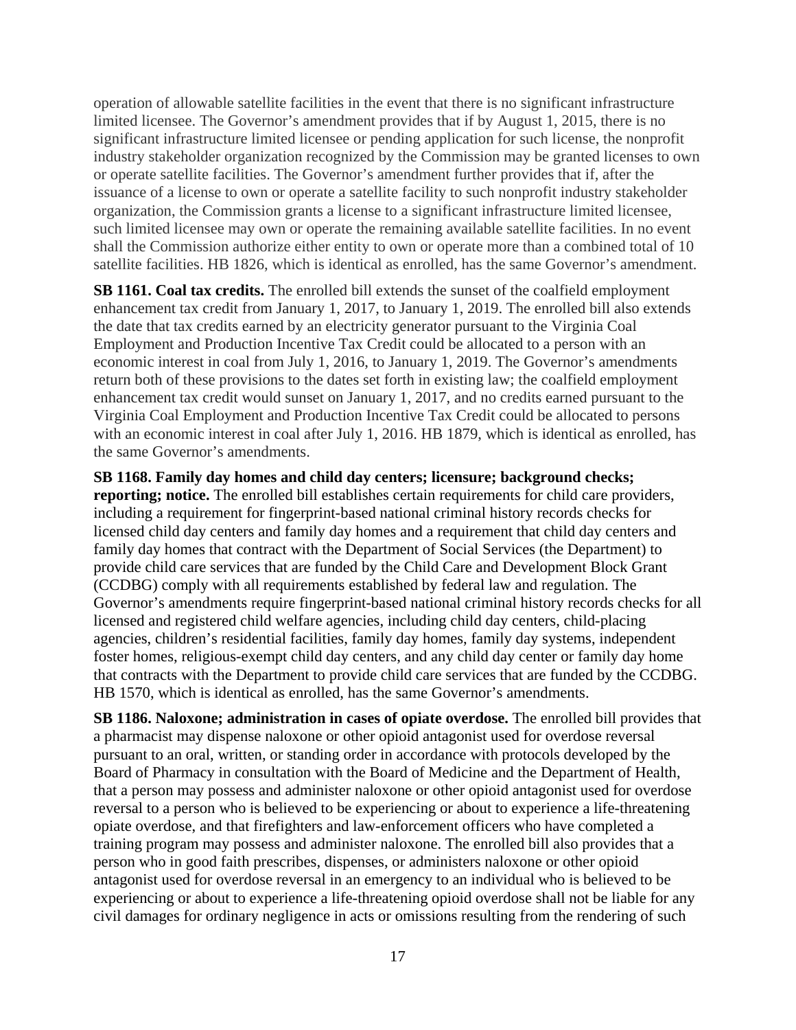operation of allowable satellite facilities in the event that there is no significant infrastructure limited licensee. The Governor's amendment provides that if by August 1, 2015, there is no significant infrastructure limited licensee or pending application for such license, the nonprofit industry stakeholder organization recognized by the Commission may be granted licenses to own or operate satellite facilities. The Governor's amendment further provides that if, after the issuance of a license to own or operate a satellite facility to such nonprofit industry stakeholder organization, the Commission grants a license to a significant infrastructure limited licensee, such limited licensee may own or operate the remaining available satellite facilities. In no event shall the Commission authorize either entity to own or operate more than a combined total of 10 satellite facilities. HB 1826, which is identical as enrolled, has the same Governor's amendment.

**SB 1161. Coal tax credits.** The enrolled bill extends the sunset of the coalfield employment enhancement tax credit from January 1, 2017, to January 1, 2019. The enrolled bill also extends the date that tax credits earned by an electricity generator pursuant to the Virginia Coal Employment and Production Incentive Tax Credit could be allocated to a person with an economic interest in coal from July 1, 2016, to January 1, 2019. The Governor's amendments return both of these provisions to the dates set forth in existing law; the coalfield employment enhancement tax credit would sunset on January 1, 2017, and no credits earned pursuant to the Virginia Coal Employment and Production Incentive Tax Credit could be allocated to persons with an economic interest in coal after July 1, 2016. HB 1879, which is identical as enrolled, has the same Governor's amendments.

**SB 1168. Family day homes and child day centers; licensure; background checks; reporting; notice.** The enrolled bill establishes certain requirements for child care providers, including a requirement for fingerprint-based national criminal history records checks for licensed child day centers and family day homes and a requirement that child day centers and family day homes that contract with the Department of Social Services (the Department) to provide child care services that are funded by the Child Care and Development Block Grant (CCDBG) comply with all requirements established by federal law and regulation. The Governor's amendments require fingerprint-based national criminal history records checks for all licensed and registered child welfare agencies, including child day centers, child-placing agencies, children's residential facilities, family day homes, family day systems, independent foster homes, religious-exempt child day centers, and any child day center or family day home that contracts with the Department to provide child care services that are funded by the CCDBG. HB 1570, which is identical as enrolled, has the same Governor's amendments.

**SB 1186. Naloxone; administration in cases of opiate overdose.** The enrolled bill provides that a pharmacist may dispense naloxone or other opioid antagonist used for overdose reversal pursuant to an oral, written, or standing order in accordance with protocols developed by the Board of Pharmacy in consultation with the Board of Medicine and the Department of Health, that a person may possess and administer naloxone or other opioid antagonist used for overdose reversal to a person who is believed to be experiencing or about to experience a life-threatening opiate overdose, and that firefighters and law-enforcement officers who have completed a training program may possess and administer naloxone. The enrolled bill also provides that a person who in good faith prescribes, dispenses, or administers naloxone or other opioid antagonist used for overdose reversal in an emergency to an individual who is believed to be experiencing or about to experience a life-threatening opioid overdose shall not be liable for any civil damages for ordinary negligence in acts or omissions resulting from the rendering of such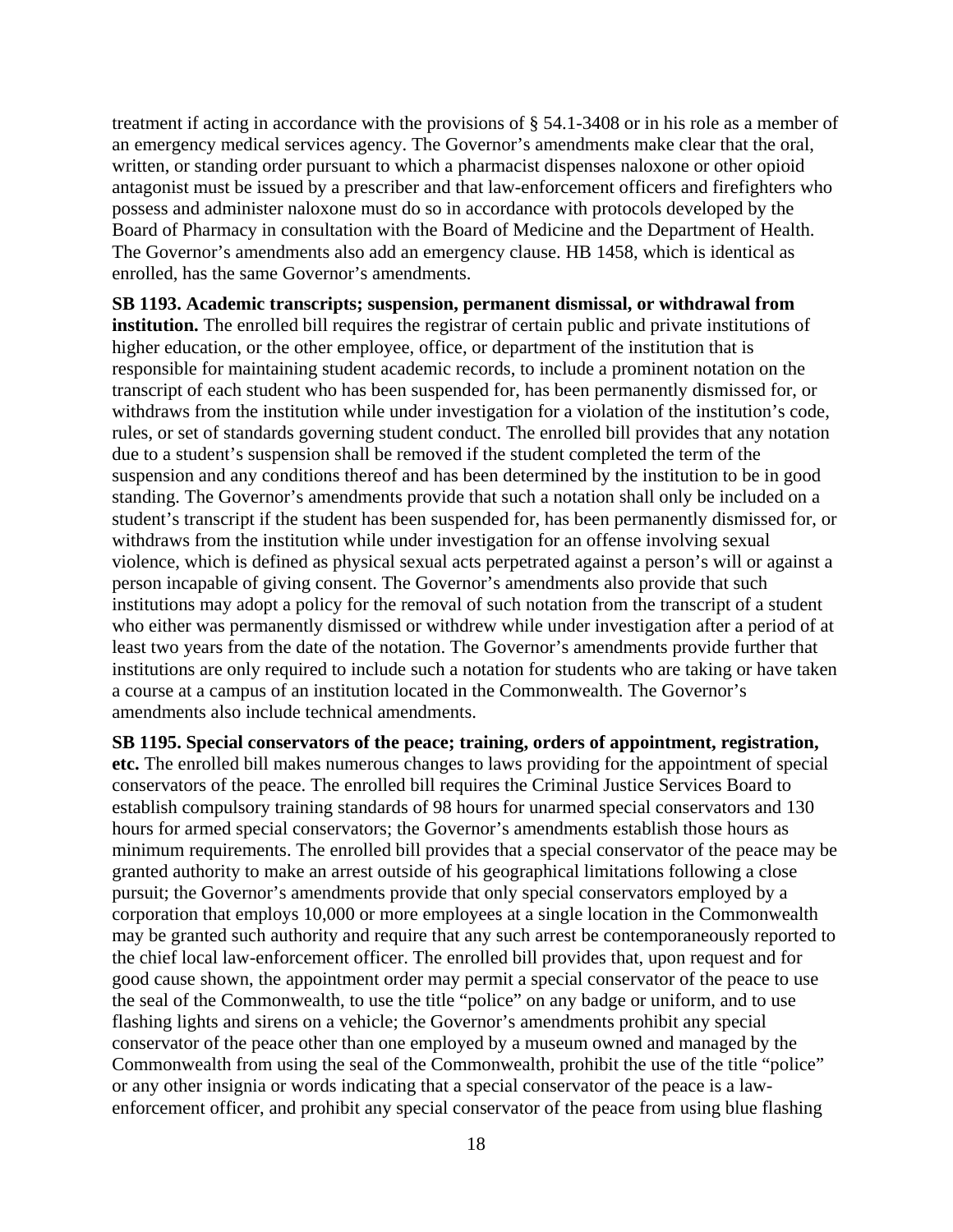treatment if acting in accordance with the provisions of § 54.1-3408 or in his role as a member of an emergency medical services agency. The Governor's amendments make clear that the oral, written, or standing order pursuant to which a pharmacist dispenses naloxone or other opioid antagonist must be issued by a prescriber and that law-enforcement officers and firefighters who possess and administer naloxone must do so in accordance with protocols developed by the Board of Pharmacy in consultation with the Board of Medicine and the Department of Health. The Governor's amendments also add an emergency clause. HB 1458, which is identical as enrolled, has the same Governor's amendments.

**SB 1193. Academic transcripts; suspension, permanent dismissal, or withdrawal from institution.** The enrolled bill requires the registrar of certain public and private institutions of higher education, or the other employee, office, or department of the institution that is responsible for maintaining student academic records, to include a prominent notation on the transcript of each student who has been suspended for, has been permanently dismissed for, or withdraws from the institution while under investigation for a violation of the institution's code, rules, or set of standards governing student conduct. The enrolled bill provides that any notation due to a student's suspension shall be removed if the student completed the term of the suspension and any conditions thereof and has been determined by the institution to be in good standing. The Governor's amendments provide that such a notation shall only be included on a student's transcript if the student has been suspended for, has been permanently dismissed for, or withdraws from the institution while under investigation for an offense involving sexual violence, which is defined as physical sexual acts perpetrated against a person's will or against a person incapable of giving consent. The Governor's amendments also provide that such institutions may adopt a policy for the removal of such notation from the transcript of a student who either was permanently dismissed or withdrew while under investigation after a period of at least two years from the date of the notation. The Governor's amendments provide further that institutions are only required to include such a notation for students who are taking or have taken a course at a campus of an institution located in the Commonwealth. The Governor's amendments also include technical amendments.

**SB 1195. Special conservators of the peace; training, orders of appointment, registration, etc.** The enrolled bill makes numerous changes to laws providing for the appointment of special conservators of the peace. The enrolled bill requires the Criminal Justice Services Board to establish compulsory training standards of 98 hours for unarmed special conservators and 130 hours for armed special conservators; the Governor's amendments establish those hours as minimum requirements. The enrolled bill provides that a special conservator of the peace may be granted authority to make an arrest outside of his geographical limitations following a close pursuit; the Governor's amendments provide that only special conservators employed by a corporation that employs 10,000 or more employees at a single location in the Commonwealth may be granted such authority and require that any such arrest be contemporaneously reported to the chief local law-enforcement officer. The enrolled bill provides that, upon request and for good cause shown, the appointment order may permit a special conservator of the peace to use the seal of the Commonwealth, to use the title "police" on any badge or uniform, and to use flashing lights and sirens on a vehicle; the Governor's amendments prohibit any special conservator of the peace other than one employed by a museum owned and managed by the Commonwealth from using the seal of the Commonwealth, prohibit the use of the title "police" or any other insignia or words indicating that a special conservator of the peace is a law-enforcement officer, and prohibit any special conservator of the peace from using blue flashing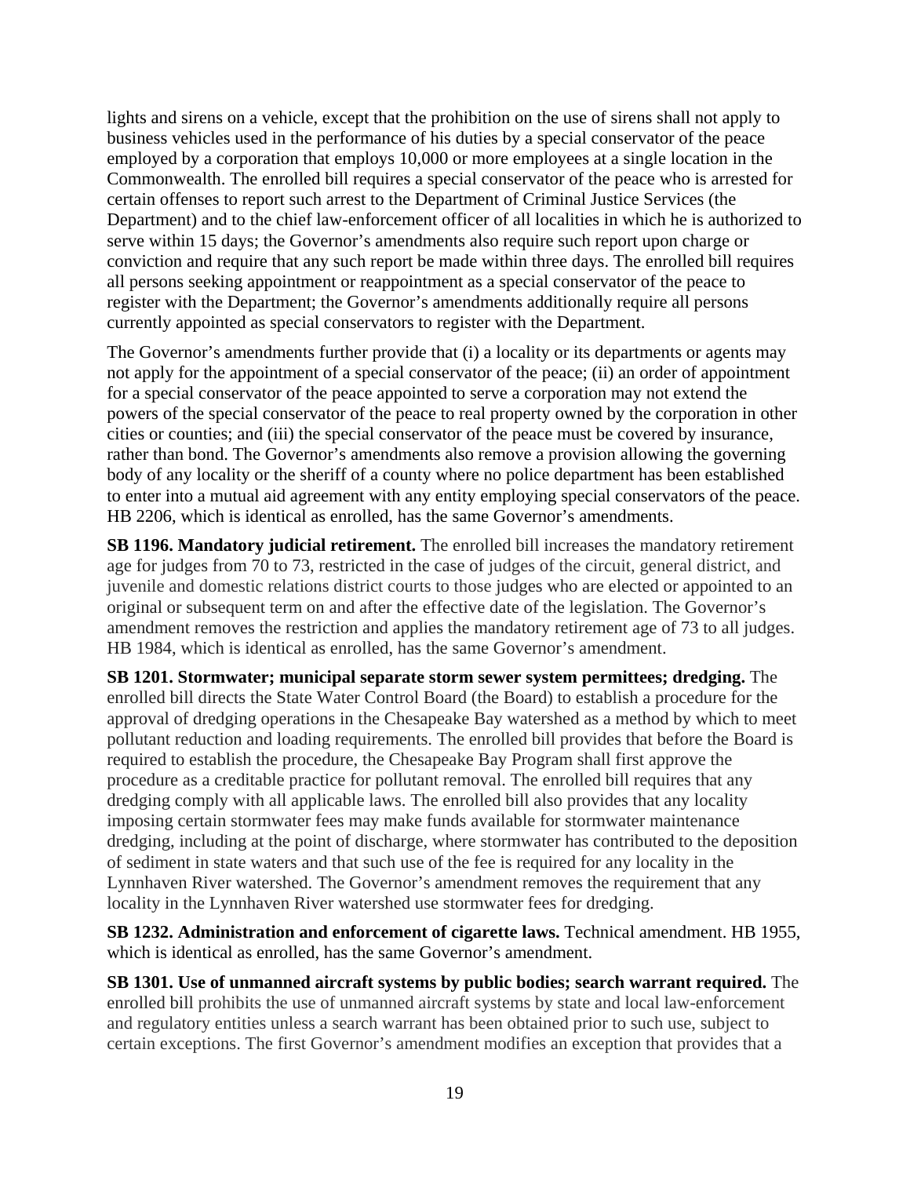lights and sirens on a vehicle, except that the prohibition on the use of sirens shall not apply to business vehicles used in the performance of his duties by a special conservator of the peace employed by a corporation that employs 10,000 or more employees at a single location in the Commonwealth. The enrolled bill requires a special conservator of the peace who is arrested for certain offenses to report such arrest to the Department of Criminal Justice Services (the Department) and to the chief law-enforcement officer of all localities in which he is authorized to serve within 15 days; the Governor's amendments also require such report upon charge or conviction and require that any such report be made within three days. The enrolled bill requires all persons seeking appointment or reappointment as a special conservator of the peace to register with the Department; the Governor's amendments additionally require all persons currently appointed as special conservators to register with the Department.

The Governor's amendments further provide that (i) a locality or its departments or agents may not apply for the appointment of a special conservator of the peace; (ii) an order of appointment for a special conservator of the peace appointed to serve a corporation may not extend the powers of the special conservator of the peace to real property owned by the corporation in other cities or counties; and (iii) the special conservator of the peace must be covered by insurance, rather than bond. The Governor's amendments also remove a provision allowing the governing body of any locality or the sheriff of a county where no police department has been established to enter into a mutual aid agreement with any entity employing special conservators of the peace. HB 2206, which is identical as enrolled, has the same Governor's amendments.

**SB 1196. Mandatory judicial retirement.** The enrolled bill increases the mandatory retirement age for judges from 70 to 73, restricted in the case of judges of the circuit, general district, and juvenile and domestic relations district courts to those judges who are elected or appointed to an original or subsequent term on and after the effective date of the legislation. The Governor's amendment removes the restriction and applies the mandatory retirement age of 73 to all judges. HB 1984, which is identical as enrolled, has the same Governor's amendment.

**SB 1201. Stormwater; municipal separate storm sewer system permittees; dredging.** The enrolled bill directs the State Water Control Board (the Board) to establish a procedure for the approval of dredging operations in the Chesapeake Bay watershed as a method by which to meet pollutant reduction and loading requirements. The enrolled bill provides that before the Board is required to establish the procedure, the Chesapeake Bay Program shall first approve the procedure as a creditable practice for pollutant removal. The enrolled bill requires that any dredging comply with all applicable laws. The enrolled bill also provides that any locality imposing certain stormwater fees may make funds available for stormwater maintenance dredging, including at the point of discharge, where stormwater has contributed to the deposition of sediment in state waters and that such use of the fee is required for any locality in the Lynnhaven River watershed. The Governor's amendment removes the requirement that any locality in the Lynnhaven River watershed use stormwater fees for dredging.

**SB 1232. Administration and enforcement of cigarette laws.** Technical amendment. HB 1955, which is identical as enrolled, has the same Governor's amendment.

**SB 1301. Use of unmanned aircraft systems by public bodies; search warrant required.** The enrolled bill prohibits the use of unmanned aircraft systems by state and local law-enforcement and regulatory entities unless a search warrant has been obtained prior to such use, subject to certain exceptions. The first Governor's amendment modifies an exception that provides that a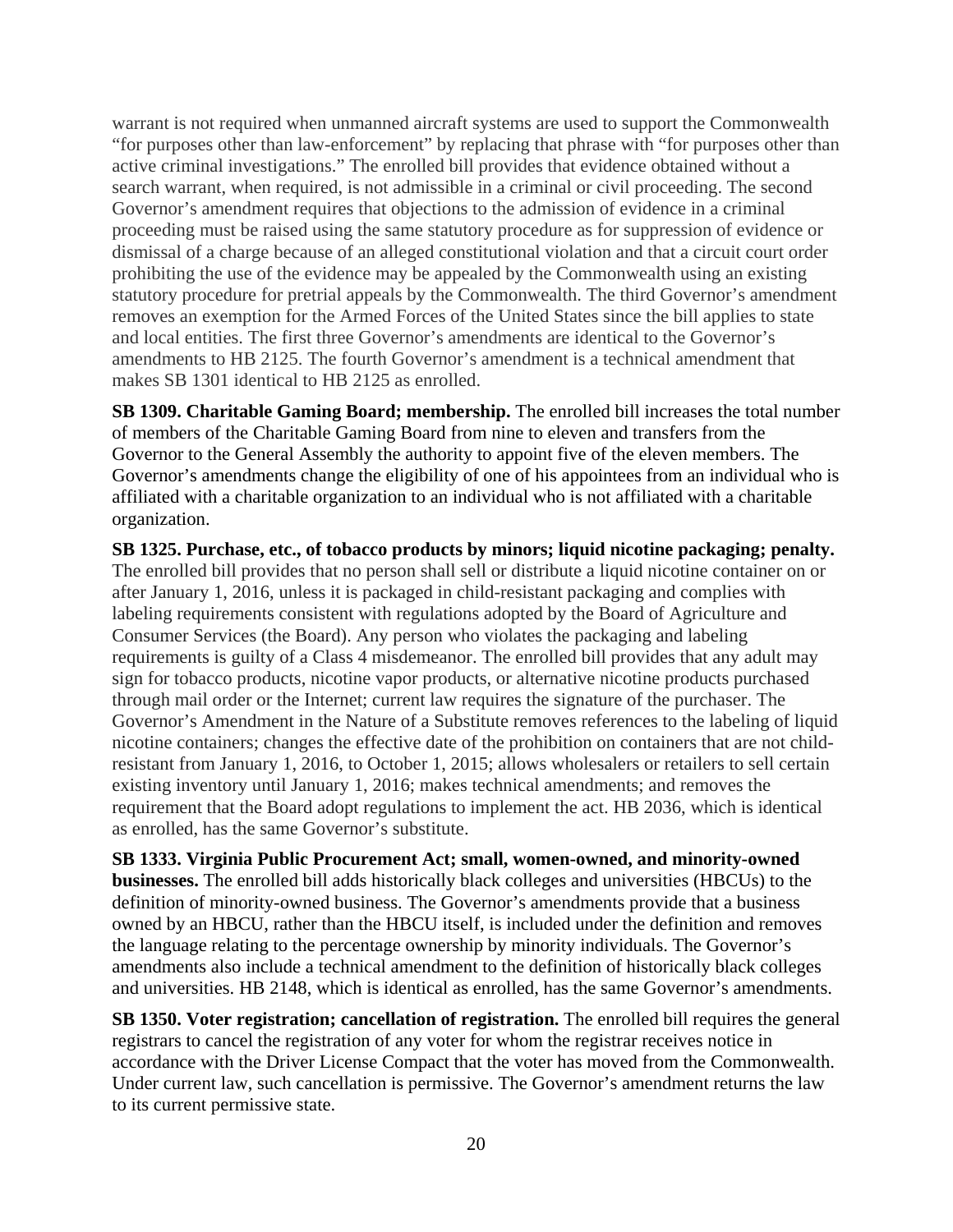warrant is not required when unmanned aircraft systems are used to support the Commonwealth "for purposes other than law-enforcement" by replacing that phrase with "for purposes other than active criminal investigations." The enrolled bill provides that evidence obtained without a search warrant, when required, is not admissible in a criminal or civil proceeding. The second Governor's amendment requires that objections to the admission of evidence in a criminal proceeding must be raised using the same statutory procedure as for suppression of evidence or dismissal of a charge because of an alleged constitutional violation and that a circuit court order prohibiting the use of the evidence may be appealed by the Commonwealth using an existing statutory procedure for pretrial appeals by the Commonwealth. The third Governor's amendment removes an exemption for the Armed Forces of the United States since the bill applies to state and local entities. The first three Governor's amendments are identical to the Governor's amendments to HB 2125. The fourth Governor's amendment is a technical amendment that makes SB 1301 identical to HB 2125 as enrolled.

**SB 1309. Charitable Gaming Board; membership.** The enrolled bill increases the total number of members of the Charitable Gaming Board from nine to eleven and transfers from the Governor to the General Assembly the authority to appoint five of the eleven members. The Governor's amendments change the eligibility of one of his appointees from an individual who is affiliated with a charitable organization to an individual who is not affiliated with a charitable organization.

**SB 1325. Purchase, etc., of tobacco products by minors; liquid nicotine packaging; penalty.** The enrolled bill provides that no person shall sell or distribute a liquid nicotine container on or after January 1, 2016, unless it is packaged in child-resistant packaging and complies with labeling requirements consistent with regulations adopted by the Board of Agriculture and Consumer Services (the Board). Any person who violates the packaging and labeling requirements is guilty of a Class 4 misdemeanor. The enrolled bill provides that any adult may sign for tobacco products, nicotine vapor products, or alternative nicotine products purchased through mail order or the Internet; current law requires the signature of the purchaser. The Governor's Amendment in the Nature of a Substitute removes references to the labeling of liquid nicotine containers; changes the effective date of the prohibition on containers that are not child-resistant from January 1, 2016, to October 1, 2015; allows wholesalers or retailers to sell certain existing inventory until January 1, 2016; makes technical amendments; and removes the requirement that the Board adopt regulations to implement the act. HB 2036, which is identical as enrolled, has the same Governor's substitute.

**SB 1333. Virginia Public Procurement Act; small, women-owned, and minority-owned businesses.** The enrolled bill adds historically black colleges and universities (HBCUs) to the definition of minority-owned business. The Governor's amendments provide that a business owned by an HBCU, rather than the HBCU itself, is included under the definition and removes the language relating to the percentage ownership by minority individuals. The Governor's amendments also include a technical amendment to the definition of historically black colleges and universities. HB 2148, which is identical as enrolled, has the same Governor's amendments.

**SB 1350. Voter registration; cancellation of registration.** The enrolled bill requires the general registrars to cancel the registration of any voter for whom the registrar receives notice in accordance with the Driver License Compact that the voter has moved from the Commonwealth. Under current law, such cancellation is permissive. The Governor's amendment returns the law to its current permissive state.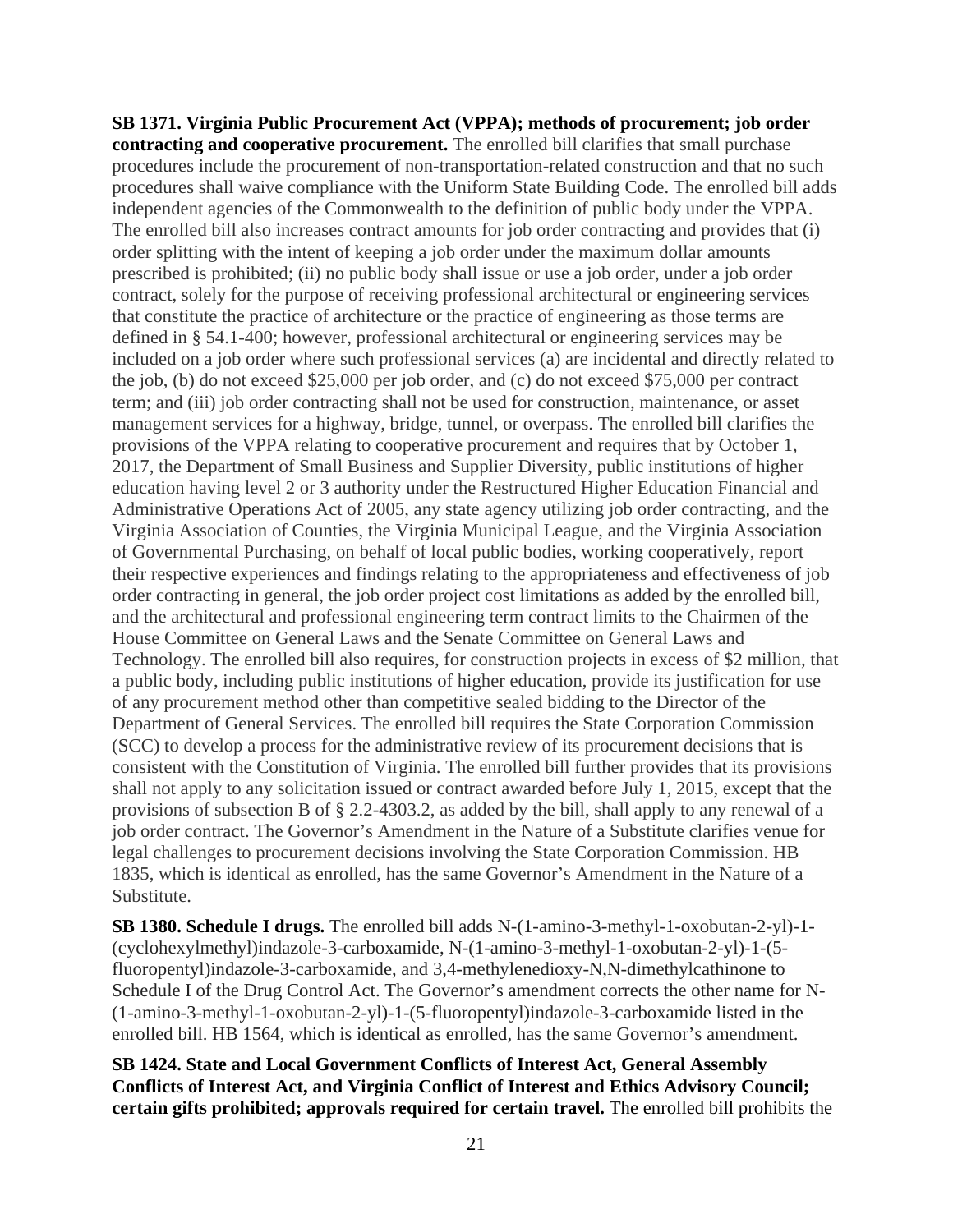**SB 1371. Virginia Public Procurement Act (VPPA); methods of procurement; job order contracting and cooperative procurement.** The enrolled bill clarifies that small purchase procedures include the procurement of non-transportation-related construction and that no such procedures shall waive compliance with the Uniform State Building Code. The enrolled bill adds independent agencies of the Commonwealth to the definition of public body under the VPPA. The enrolled bill also increases contract amounts for job order contracting and provides that (i) order splitting with the intent of keeping a job order under the maximum dollar amounts prescribed is prohibited; (ii) no public body shall issue or use a job order, under a job order contract, solely for the purpose of receiving professional architectural or engineering services that constitute the practice of architecture or the practice of engineering as those terms are defined in § 54.1-400; however, professional architectural or engineering services may be included on a job order where such professional services (a) are incidental and directly related to the job, (b) do not exceed $25,000 per job order, and (c) do not exceed $75,000 per contract term; and (iii) job order contracting shall not be used for construction, maintenance, or asset management services for a highway, bridge, tunnel, or overpass. The enrolled bill clarifies the provisions of the VPPA relating to cooperative procurement and requires that by October 1, 2017, the Department of Small Business and Supplier Diversity, public institutions of higher education having level 2 or 3 authority under the Restructured Higher Education Financial and Administrative Operations Act of 2005, any state agency utilizing job order contracting, and the Virginia Association of Counties, the Virginia Municipal League, and the Virginia Association of Governmental Purchasing, on behalf of local public bodies, working cooperatively, report their respective experiences and findings relating to the appropriateness and effectiveness of job order contracting in general, the job order project cost limitations as added by the enrolled bill, and the architectural and professional engineering term contract limits to the Chairmen of the House Committee on General Laws and the Senate Committee on General Laws and Technology. The enrolled bill also requires, for construction projects in excess of $2 million, that a public body, including public institutions of higher education, provide its justification for use of any procurement method other than competitive sealed bidding to the Director of the Department of General Services. The enrolled bill requires the State Corporation Commission (SCC) to develop a process for the administrative review of its procurement decisions that is consistent with the Constitution of Virginia. The enrolled bill further provides that its provisions shall not apply to any solicitation issued or contract awarded before July 1, 2015, except that the provisions of subsection B of § 2.2-4303.2, as added by the bill, shall apply to any renewal of a job order contract. The Governor's Amendment in the Nature of a Substitute clarifies venue for legal challenges to procurement decisions involving the State Corporation Commission. HB 1835, which is identical as enrolled, has the same Governor's Amendment in the Nature of a Substitute.

**SB 1380. Schedule I drugs.** The enrolled bill adds N-(1-amino-3-methyl-1-oxobutan-2-yl)-1-(cyclohexylmethyl)indazole-3-carboxamide, N-(1-amino-3-methyl-1-oxobutan-2-yl)-1-(5-fluoropentyl)indazole-3-carboxamide, and 3,4-methylenedioxy-N,N-dimethylcathinone to Schedule I of the Drug Control Act. The Governor's amendment corrects the other name for N-(1-amino-3-methyl-1-oxobutan-2-yl)-1-(5-fluoropentyl)indazole-3-carboxamide listed in the enrolled bill. HB 1564, which is identical as enrolled, has the same Governor's amendment.

**SB 1424. State and Local Government Conflicts of Interest Act, General Assembly Conflicts of Interest Act, and Virginia Conflict of Interest and Ethics Advisory Council; certain gifts prohibited; approvals required for certain travel.** The enrolled bill prohibits the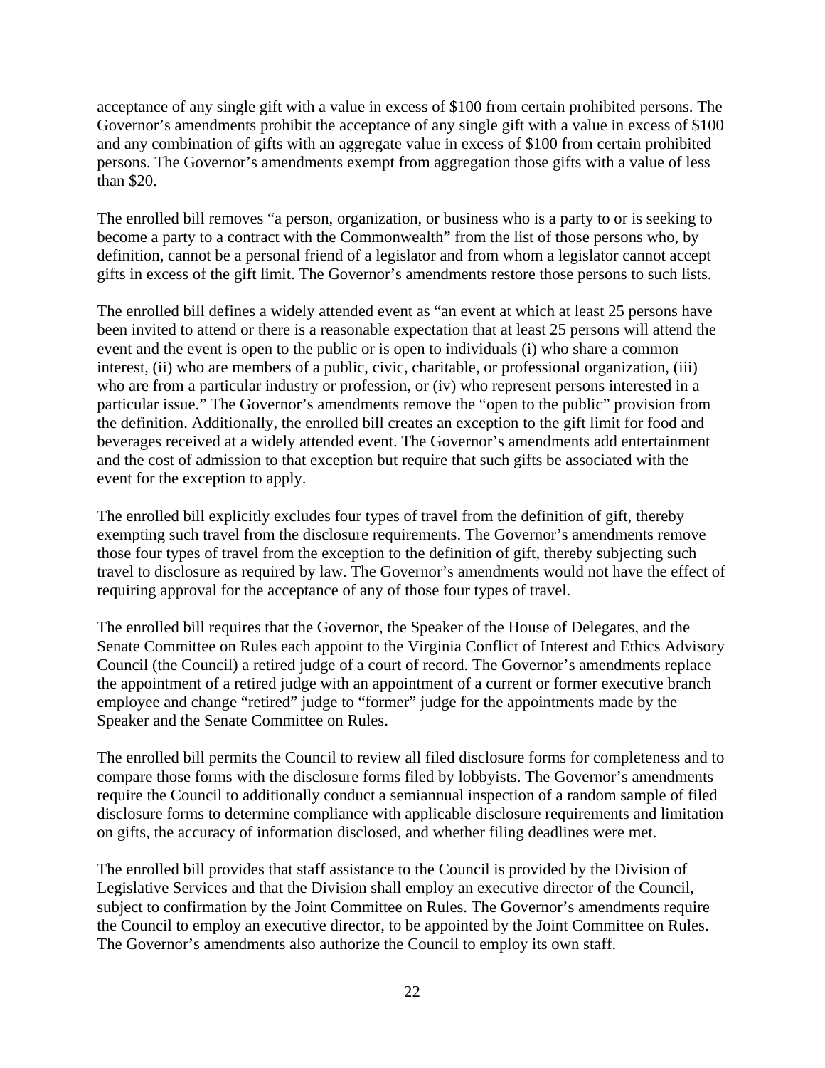acceptance of any single gift with a value in excess of $100 from certain prohibited persons. The Governor's amendments prohibit the acceptance of any single gift with a value in excess of $100 and any combination of gifts with an aggregate value in excess of $100 from certain prohibited persons. The Governor's amendments exempt from aggregation those gifts with a value of less than $20.

The enrolled bill removes "a person, organization, or business who is a party to or is seeking to become a party to a contract with the Commonwealth" from the list of those persons who, by definition, cannot be a personal friend of a legislator and from whom a legislator cannot accept gifts in excess of the gift limit. The Governor's amendments restore those persons to such lists.

The enrolled bill defines a widely attended event as "an event at which at least 25 persons have been invited to attend or there is a reasonable expectation that at least 25 persons will attend the event and the event is open to the public or is open to individuals (i) who share a common interest, (ii) who are members of a public, civic, charitable, or professional organization, (iii) who are from a particular industry or profession, or (iv) who represent persons interested in a particular issue." The Governor's amendments remove the "open to the public" provision from the definition. Additionally, the enrolled bill creates an exception to the gift limit for food and beverages received at a widely attended event. The Governor's amendments add entertainment and the cost of admission to that exception but require that such gifts be associated with the event for the exception to apply.

The enrolled bill explicitly excludes four types of travel from the definition of gift, thereby exempting such travel from the disclosure requirements. The Governor's amendments remove those four types of travel from the exception to the definition of gift, thereby subjecting such travel to disclosure as required by law. The Governor's amendments would not have the effect of requiring approval for the acceptance of any of those four types of travel.

The enrolled bill requires that the Governor, the Speaker of the House of Delegates, and the Senate Committee on Rules each appoint to the Virginia Conflict of Interest and Ethics Advisory Council (the Council) a retired judge of a court of record. The Governor's amendments replace the appointment of a retired judge with an appointment of a current or former executive branch employee and change "retired" judge to "former" judge for the appointments made by the Speaker and the Senate Committee on Rules.

The enrolled bill permits the Council to review all filed disclosure forms for completeness and to compare those forms with the disclosure forms filed by lobbyists. The Governor's amendments require the Council to additionally conduct a semiannual inspection of a random sample of filed disclosure forms to determine compliance with applicable disclosure requirements and limitation on gifts, the accuracy of information disclosed, and whether filing deadlines were met.

The enrolled bill provides that staff assistance to the Council is provided by the Division of Legislative Services and that the Division shall employ an executive director of the Council, subject to confirmation by the Joint Committee on Rules. The Governor's amendments require the Council to employ an executive director, to be appointed by the Joint Committee on Rules. The Governor's amendments also authorize the Council to employ its own staff.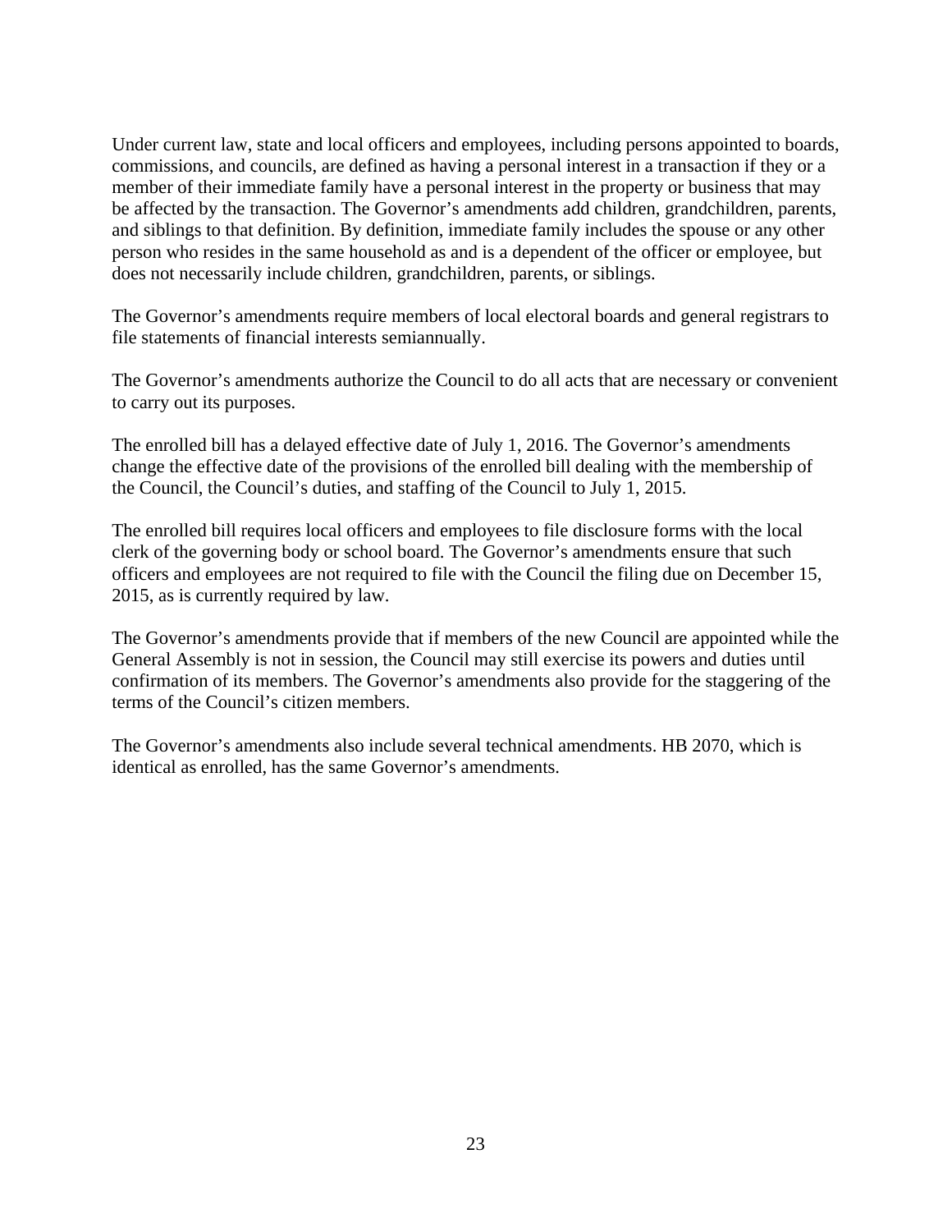Under current law, state and local officers and employees, including persons appointed to boards, commissions, and councils, are defined as having a personal interest in a transaction if they or a member of their immediate family have a personal interest in the property or business that may be affected by the transaction. The Governor's amendments add children, grandchildren, parents, and siblings to that definition. By definition, immediate family includes the spouse or any other person who resides in the same household as and is a dependent of the officer or employee, but does not necessarily include children, grandchildren, parents, or siblings.

The Governor's amendments require members of local electoral boards and general registrars to file statements of financial interests semiannually.

The Governor's amendments authorize the Council to do all acts that are necessary or convenient to carry out its purposes.

The enrolled bill has a delayed effective date of July 1, 2016. The Governor's amendments change the effective date of the provisions of the enrolled bill dealing with the membership of the Council, the Council's duties, and staffing of the Council to July 1, 2015.

The enrolled bill requires local officers and employees to file disclosure forms with the local clerk of the governing body or school board. The Governor's amendments ensure that such officers and employees are not required to file with the Council the filing due on December 15, 2015, as is currently required by law.

The Governor's amendments provide that if members of the new Council are appointed while the General Assembly is not in session, the Council may still exercise its powers and duties until confirmation of its members. The Governor's amendments also provide for the staggering of the terms of the Council's citizen members.

The Governor's amendments also include several technical amendments. HB 2070, which is identical as enrolled, has the same Governor's amendments.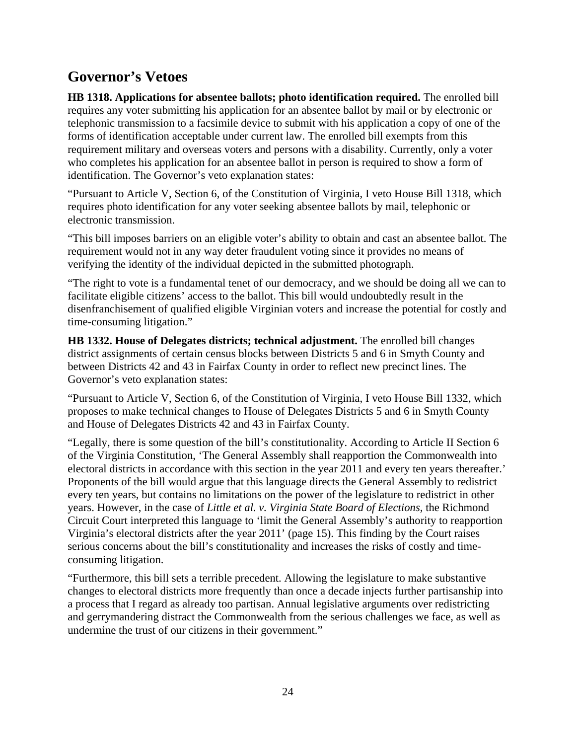## Governor's Vetoes

**HB 1318. Applications for absentee ballots; photo identification required.** The enrolled bill requires any voter submitting his application for an absentee ballot by mail or by electronic or telephonic transmission to a facsimile device to submit with his application a copy of one of the forms of identification acceptable under current law. The enrolled bill exempts from this requirement military and overseas voters and persons with a disability. Currently, only a voter who completes his application for an absentee ballot in person is required to show a form of identification. The Governor's veto explanation states:

"Pursuant to Article V, Section 6, of the Constitution of Virginia, I veto House Bill 1318, which requires photo identification for any voter seeking absentee ballots by mail, telephonic or electronic transmission.

"This bill imposes barriers on an eligible voter's ability to obtain and cast an absentee ballot. The requirement would not in any way deter fraudulent voting since it provides no means of verifying the identity of the individual depicted in the submitted photograph.

"The right to vote is a fundamental tenet of our democracy, and we should be doing all we can to facilitate eligible citizens' access to the ballot. This bill would undoubtedly result in the disenfranchisement of qualified eligible Virginian voters and increase the potential for costly and time-consuming litigation."

**HB 1332. House of Delegates districts; technical adjustment.** The enrolled bill changes district assignments of certain census blocks between Districts 5 and 6 in Smyth County and between Districts 42 and 43 in Fairfax County in order to reflect new precinct lines. The Governor's veto explanation states:

"Pursuant to Article V, Section 6, of the Constitution of Virginia, I veto House Bill 1332, which proposes to make technical changes to House of Delegates Districts 5 and 6 in Smyth County and House of Delegates Districts 42 and 43 in Fairfax County.

"Legally, there is some question of the bill's constitutionality. According to Article II Section 6 of the Virginia Constitution, 'The General Assembly shall reapportion the Commonwealth into electoral districts in accordance with this section in the year 2011 and every ten years thereafter.' Proponents of the bill would argue that this language directs the General Assembly to redistrict every ten years, but contains no limitations on the power of the legislature to redistrict in other years. However, in the case of *Little et al. v. Virginia State Board of Elections,* the Richmond Circuit Court interpreted this language to 'limit the General Assembly's authority to reapportion Virginia's electoral districts after the year 2011' (page 15). This finding by the Court raises serious concerns about the bill's constitutionality and increases the risks of costly and time-consuming litigation.

"Furthermore, this bill sets a terrible precedent. Allowing the legislature to make substantive changes to electoral districts more frequently than once a decade injects further partisanship into a process that I regard as already too partisan. Annual legislative arguments over redistricting and gerrymandering distract the Commonwealth from the serious challenges we face, as well as undermine the trust of our citizens in their government."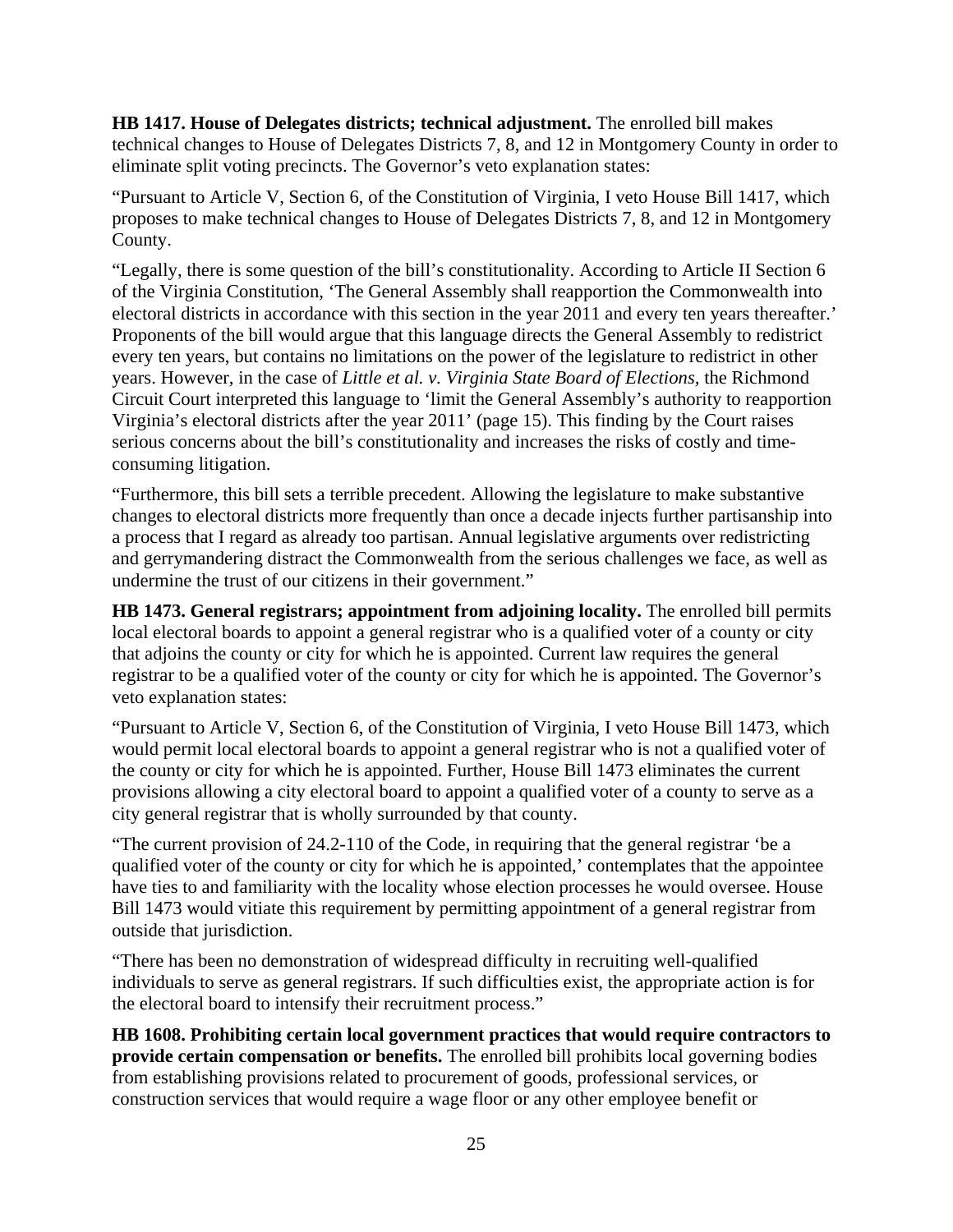**HB 1417. House of Delegates districts; technical adjustment.** The enrolled bill makes technical changes to House of Delegates Districts 7, 8, and 12 in Montgomery County in order to eliminate split voting precincts. The Governor's veto explanation states:

"Pursuant to Article V, Section 6, of the Constitution of Virginia, I veto House Bill 1417, which proposes to make technical changes to House of Delegates Districts 7, 8, and 12 in Montgomery County.

"Legally, there is some question of the bill's constitutionality. According to Article II Section 6 of the Virginia Constitution, 'The General Assembly shall reapportion the Commonwealth into electoral districts in accordance with this section in the year 2011 and every ten years thereafter.' Proponents of the bill would argue that this language directs the General Assembly to redistrict every ten years, but contains no limitations on the power of the legislature to redistrict in other years. However, in the case of *Little et al. v. Virginia State Board of Elections,* the Richmond Circuit Court interpreted this language to 'limit the General Assembly's authority to reapportion Virginia's electoral districts after the year 2011' (page 15). This finding by the Court raises serious concerns about the bill's constitutionality and increases the risks of costly and time-consuming litigation.

"Furthermore, this bill sets a terrible precedent. Allowing the legislature to make substantive changes to electoral districts more frequently than once a decade injects further partisanship into a process that I regard as already too partisan. Annual legislative arguments over redistricting and gerrymandering distract the Commonwealth from the serious challenges we face, as well as undermine the trust of our citizens in their government."

**HB 1473. General registrars; appointment from adjoining locality.** The enrolled bill permits local electoral boards to appoint a general registrar who is a qualified voter of a county or city that adjoins the county or city for which he is appointed. Current law requires the general registrar to be a qualified voter of the county or city for which he is appointed. The Governor's veto explanation states:

"Pursuant to Article V, Section 6, of the Constitution of Virginia, I veto House Bill 1473, which would permit local electoral boards to appoint a general registrar who is not a qualified voter of the county or city for which he is appointed. Further, House Bill 1473 eliminates the current provisions allowing a city electoral board to appoint a qualified voter of a county to serve as a city general registrar that is wholly surrounded by that county.

"The current provision of 24.2-110 of the Code, in requiring that the general registrar 'be a qualified voter of the county or city for which he is appointed,' contemplates that the appointee have ties to and familiarity with the locality whose election processes he would oversee. House Bill 1473 would vitiate this requirement by permitting appointment of a general registrar from outside that jurisdiction.

"There has been no demonstration of widespread difficulty in recruiting well-qualified individuals to serve as general registrars. If such difficulties exist, the appropriate action is for the electoral board to intensify their recruitment process."

**HB 1608. Prohibiting certain local government practices that would require contractors to provide certain compensation or benefits.** The enrolled bill prohibits local governing bodies from establishing provisions related to procurement of goods, professional services, or construction services that would require a wage floor or any other employee benefit or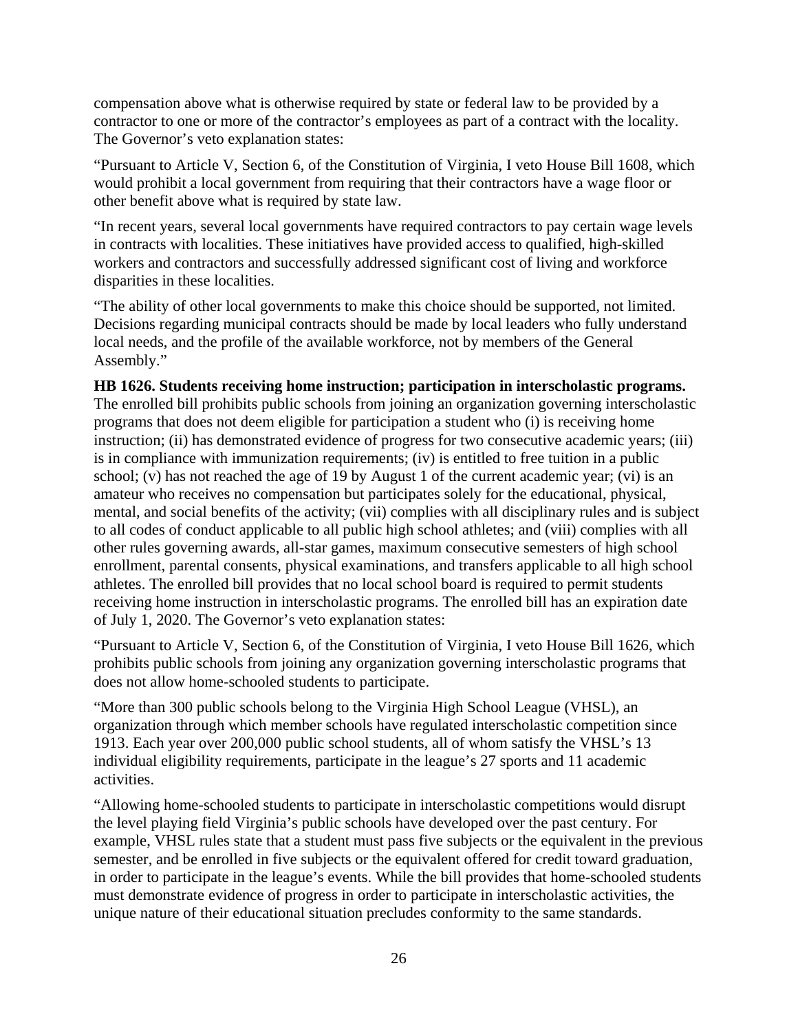compensation above what is otherwise required by state or federal law to be provided by a contractor to one or more of the contractor's employees as part of a contract with the locality. The Governor's veto explanation states:

"Pursuant to Article V, Section 6, of the Constitution of Virginia, I veto House Bill 1608, which would prohibit a local government from requiring that their contractors have a wage floor or other benefit above what is required by state law.

"In recent years, several local governments have required contractors to pay certain wage levels in contracts with localities. These initiatives have provided access to qualified, high-skilled workers and contractors and successfully addressed significant cost of living and workforce disparities in these localities.

"The ability of other local governments to make this choice should be supported, not limited. Decisions regarding municipal contracts should be made by local leaders who fully understand local needs, and the profile of the available workforce, not by members of the General Assembly."

**HB 1626. Students receiving home instruction; participation in interscholastic programs.** The enrolled bill prohibits public schools from joining an organization governing interscholastic programs that does not deem eligible for participation a student who (i) is receiving home instruction; (ii) has demonstrated evidence of progress for two consecutive academic years; (iii) is in compliance with immunization requirements; (iv) is entitled to free tuition in a public school; (v) has not reached the age of 19 by August 1 of the current academic year; (vi) is an amateur who receives no compensation but participates solely for the educational, physical, mental, and social benefits of the activity; (vii) complies with all disciplinary rules and is subject to all codes of conduct applicable to all public high school athletes; and (viii) complies with all other rules governing awards, all-star games, maximum consecutive semesters of high school enrollment, parental consents, physical examinations, and transfers applicable to all high school athletes. The enrolled bill provides that no local school board is required to permit students receiving home instruction in interscholastic programs. The enrolled bill has an expiration date of July 1, 2020. The Governor's veto explanation states:

"Pursuant to Article V, Section 6, of the Constitution of Virginia, I veto House Bill 1626, which prohibits public schools from joining any organization governing interscholastic programs that does not allow home-schooled students to participate.

"More than 300 public schools belong to the Virginia High School League (VHSL), an organization through which member schools have regulated interscholastic competition since 1913. Each year over 200,000 public school students, all of whom satisfy the VHSL's 13 individual eligibility requirements, participate in the league's 27 sports and 11 academic activities.

"Allowing home-schooled students to participate in interscholastic competitions would disrupt the level playing field Virginia's public schools have developed over the past century. For example, VHSL rules state that a student must pass five subjects or the equivalent in the previous semester, and be enrolled in five subjects or the equivalent offered for credit toward graduation, in order to participate in the league's events. While the bill provides that home-schooled students must demonstrate evidence of progress in order to participate in interscholastic activities, the unique nature of their educational situation precludes conformity to the same standards.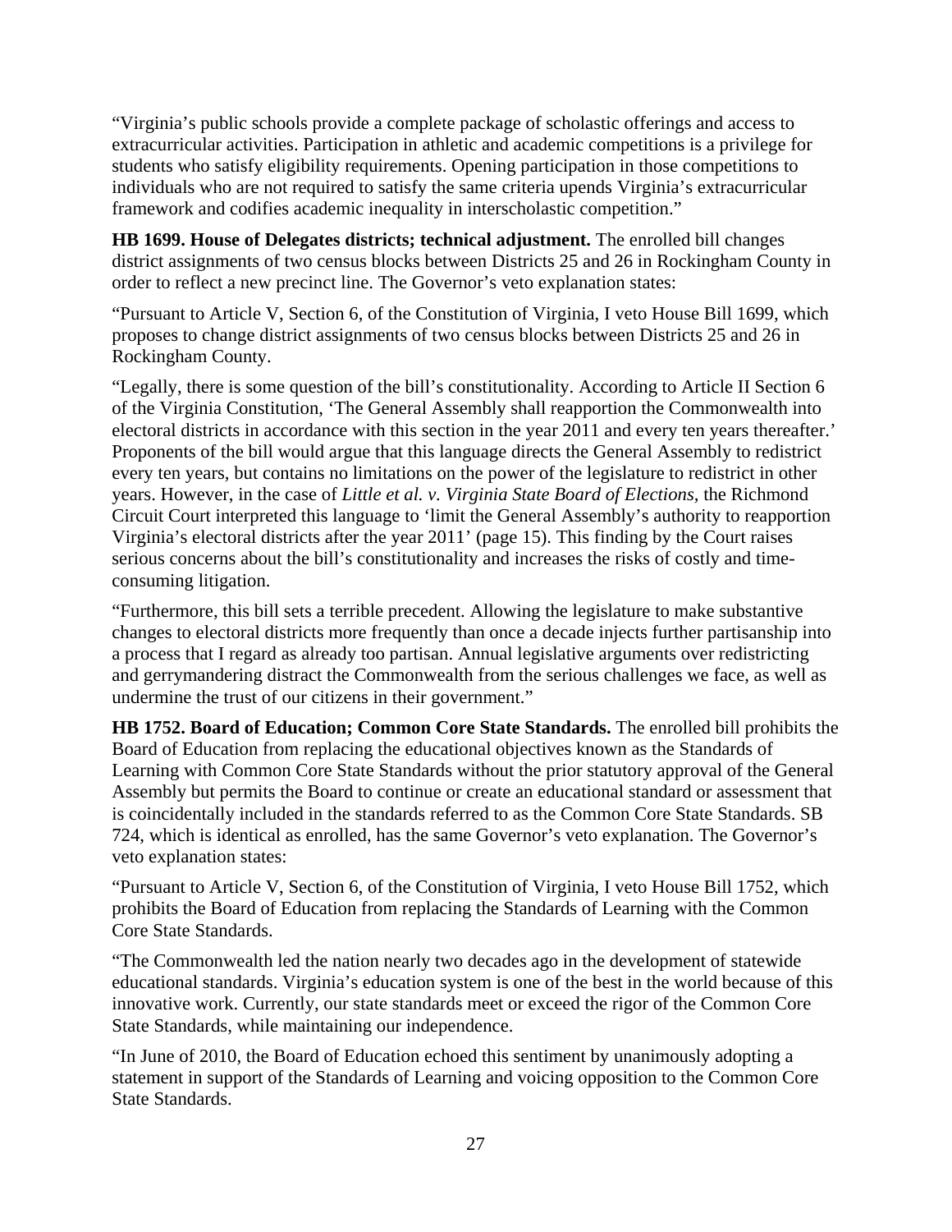"Virginia's public schools provide a complete package of scholastic offerings and access to extracurricular activities. Participation in athletic and academic competitions is a privilege for students who satisfy eligibility requirements. Opening participation in those competitions to individuals who are not required to satisfy the same criteria upends Virginia's extracurricular framework and codifies academic inequality in interscholastic competition."

**HB 1699. House of Delegates districts; technical adjustment.** The enrolled bill changes district assignments of two census blocks between Districts 25 and 26 in Rockingham County in order to reflect a new precinct line. The Governor's veto explanation states:

"Pursuant to Article V, Section 6, of the Constitution of Virginia, I veto House Bill 1699, which proposes to change district assignments of two census blocks between Districts 25 and 26 in Rockingham County.

"Legally, there is some question of the bill's constitutionality. According to Article II Section 6 of the Virginia Constitution, 'The General Assembly shall reapportion the Commonwealth into electoral districts in accordance with this section in the year 2011 and every ten years thereafter.' Proponents of the bill would argue that this language directs the General Assembly to redistrict every ten years, but contains no limitations on the power of the legislature to redistrict in other years. However, in the case of *Little et al. v. Virginia State Board of Elections*, the Richmond Circuit Court interpreted this language to 'limit the General Assembly's authority to reapportion Virginia's electoral districts after the year 2011' (page 15). This finding by the Court raises serious concerns about the bill's constitutionality and increases the risks of costly and time-consuming litigation.

"Furthermore, this bill sets a terrible precedent. Allowing the legislature to make substantive changes to electoral districts more frequently than once a decade injects further partisanship into a process that I regard as already too partisan. Annual legislative arguments over redistricting and gerrymandering distract the Commonwealth from the serious challenges we face, as well as undermine the trust of our citizens in their government."

**HB 1752. Board of Education; Common Core State Standards.** The enrolled bill prohibits the Board of Education from replacing the educational objectives known as the Standards of Learning with Common Core State Standards without the prior statutory approval of the General Assembly but permits the Board to continue or create an educational standard or assessment that is coincidentally included in the standards referred to as the Common Core State Standards. SB 724, which is identical as enrolled, has the same Governor's veto explanation. The Governor's veto explanation states:

"Pursuant to Article V, Section 6, of the Constitution of Virginia, I veto House Bill 1752, which prohibits the Board of Education from replacing the Standards of Learning with the Common Core State Standards.

"The Commonwealth led the nation nearly two decades ago in the development of statewide educational standards. Virginia's education system is one of the best in the world because of this innovative work. Currently, our state standards meet or exceed the rigor of the Common Core State Standards, while maintaining our independence.

"In June of 2010, the Board of Education echoed this sentiment by unanimously adopting a statement in support of the Standards of Learning and voicing opposition to the Common Core State Standards.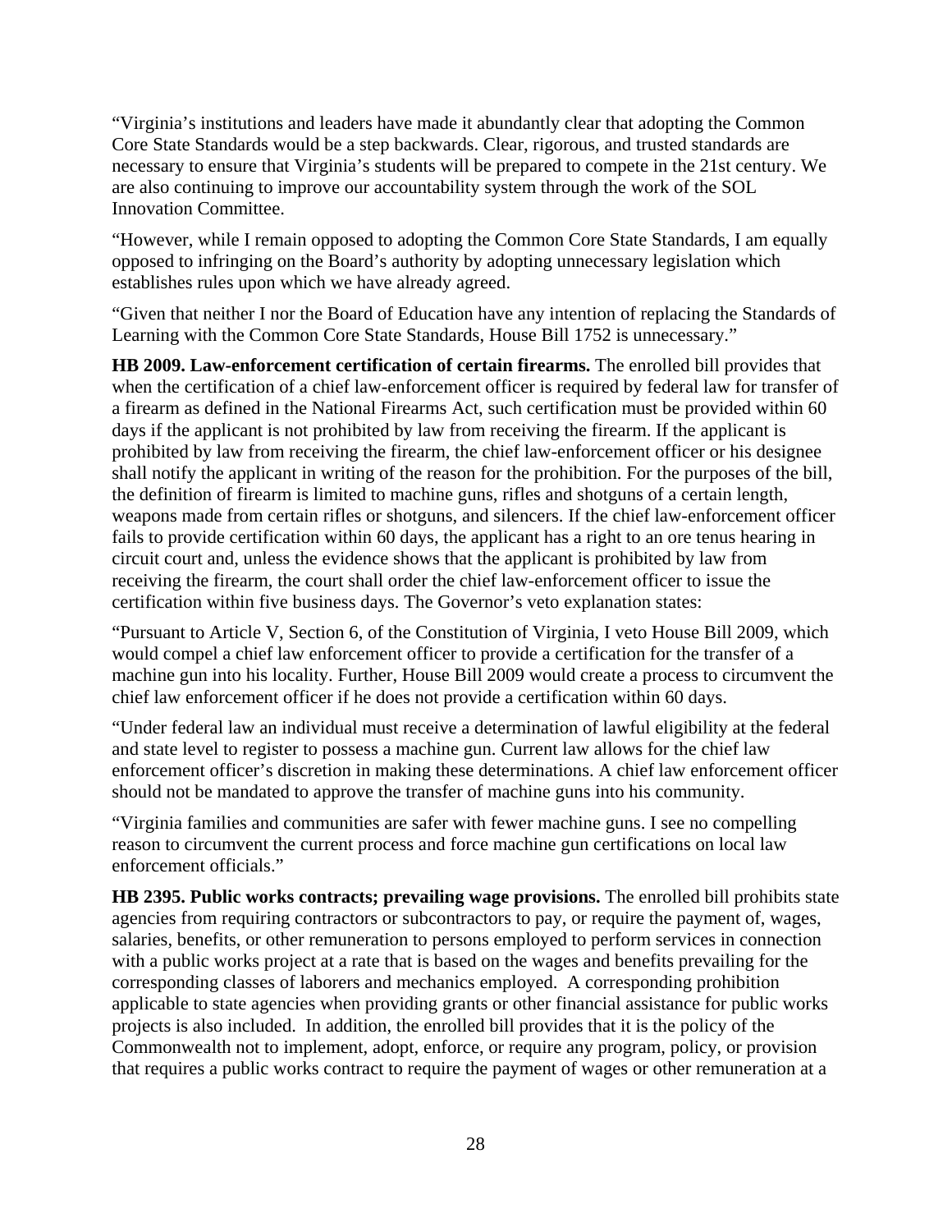"Virginia's institutions and leaders have made it abundantly clear that adopting the Common Core State Standards would be a step backwards. Clear, rigorous, and trusted standards are necessary to ensure that Virginia's students will be prepared to compete in the 21st century. We are also continuing to improve our accountability system through the work of the SOL Innovation Committee.

"However, while I remain opposed to adopting the Common Core State Standards, I am equally opposed to infringing on the Board's authority by adopting unnecessary legislation which establishes rules upon which we have already agreed.

"Given that neither I nor the Board of Education have any intention of replacing the Standards of Learning with the Common Core State Standards, House Bill 1752 is unnecessary."

**HB 2009. Law-enforcement certification of certain firearms.** The enrolled bill provides that when the certification of a chief law-enforcement officer is required by federal law for transfer of a firearm as defined in the National Firearms Act, such certification must be provided within 60 days if the applicant is not prohibited by law from receiving the firearm. If the applicant is prohibited by law from receiving the firearm, the chief law-enforcement officer or his designee shall notify the applicant in writing of the reason for the prohibition. For the purposes of the bill, the definition of firearm is limited to machine guns, rifles and shotguns of a certain length, weapons made from certain rifles or shotguns, and silencers. If the chief law-enforcement officer fails to provide certification within 60 days, the applicant has a right to an ore tenus hearing in circuit court and, unless the evidence shows that the applicant is prohibited by law from receiving the firearm, the court shall order the chief law-enforcement officer to issue the certification within five business days. The Governor's veto explanation states:

"Pursuant to Article V, Section 6, of the Constitution of Virginia, I veto House Bill 2009, which would compel a chief law enforcement officer to provide a certification for the transfer of a machine gun into his locality. Further, House Bill 2009 would create a process to circumvent the chief law enforcement officer if he does not provide a certification within 60 days.

"Under federal law an individual must receive a determination of lawful eligibility at the federal and state level to register to possess a machine gun. Current law allows for the chief law enforcement officer's discretion in making these determinations. A chief law enforcement officer should not be mandated to approve the transfer of machine guns into his community.

"Virginia families and communities are safer with fewer machine guns. I see no compelling reason to circumvent the current process and force machine gun certifications on local law enforcement officials."

**HB 2395. Public works contracts; prevailing wage provisions.** The enrolled bill prohibits state agencies from requiring contractors or subcontractors to pay, or require the payment of, wages, salaries, benefits, or other remuneration to persons employed to perform services in connection with a public works project at a rate that is based on the wages and benefits prevailing for the corresponding classes of laborers and mechanics employed. A corresponding prohibition applicable to state agencies when providing grants or other financial assistance for public works projects is also included. In addition, the enrolled bill provides that it is the policy of the Commonwealth not to implement, adopt, enforce, or require any program, policy, or provision that requires a public works contract to require the payment of wages or other remuneration at a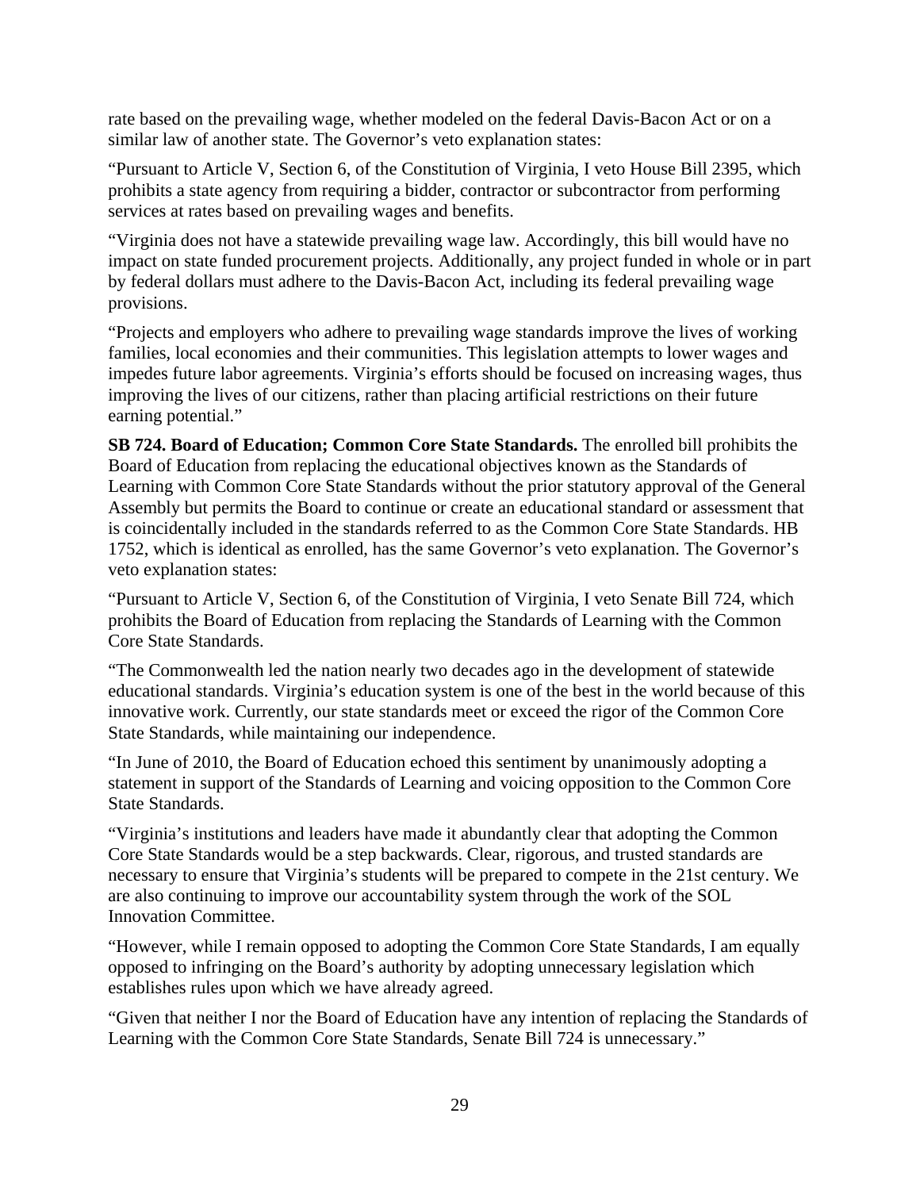rate based on the prevailing wage, whether modeled on the federal Davis-Bacon Act or on a similar law of another state. The Governor's veto explanation states:

"Pursuant to Article V, Section 6, of the Constitution of Virginia, I veto House Bill 2395, which prohibits a state agency from requiring a bidder, contractor or subcontractor from performing services at rates based on prevailing wages and benefits.

"Virginia does not have a statewide prevailing wage law. Accordingly, this bill would have no impact on state funded procurement projects. Additionally, any project funded in whole or in part by federal dollars must adhere to the Davis-Bacon Act, including its federal prevailing wage provisions.

"Projects and employers who adhere to prevailing wage standards improve the lives of working families, local economies and their communities. This legislation attempts to lower wages and impedes future labor agreements. Virginia's efforts should be focused on increasing wages, thus improving the lives of our citizens, rather than placing artificial restrictions on their future earning potential."

**SB 724. Board of Education; Common Core State Standards.** The enrolled bill prohibits the Board of Education from replacing the educational objectives known as the Standards of Learning with Common Core State Standards without the prior statutory approval of the General Assembly but permits the Board to continue or create an educational standard or assessment that is coincidentally included in the standards referred to as the Common Core State Standards. HB 1752, which is identical as enrolled, has the same Governor's veto explanation. The Governor's veto explanation states:

"Pursuant to Article V, Section 6, of the Constitution of Virginia, I veto Senate Bill 724, which prohibits the Board of Education from replacing the Standards of Learning with the Common Core State Standards.

"The Commonwealth led the nation nearly two decades ago in the development of statewide educational standards. Virginia's education system is one of the best in the world because of this innovative work. Currently, our state standards meet or exceed the rigor of the Common Core State Standards, while maintaining our independence.

"In June of 2010, the Board of Education echoed this sentiment by unanimously adopting a statement in support of the Standards of Learning and voicing opposition to the Common Core State Standards.

"Virginia's institutions and leaders have made it abundantly clear that adopting the Common Core State Standards would be a step backwards. Clear, rigorous, and trusted standards are necessary to ensure that Virginia's students will be prepared to compete in the 21st century. We are also continuing to improve our accountability system through the work of the SOL Innovation Committee.

"However, while I remain opposed to adopting the Common Core State Standards, I am equally opposed to infringing on the Board's authority by adopting unnecessary legislation which establishes rules upon which we have already agreed.

"Given that neither I nor the Board of Education have any intention of replacing the Standards of Learning with the Common Core State Standards, Senate Bill 724 is unnecessary."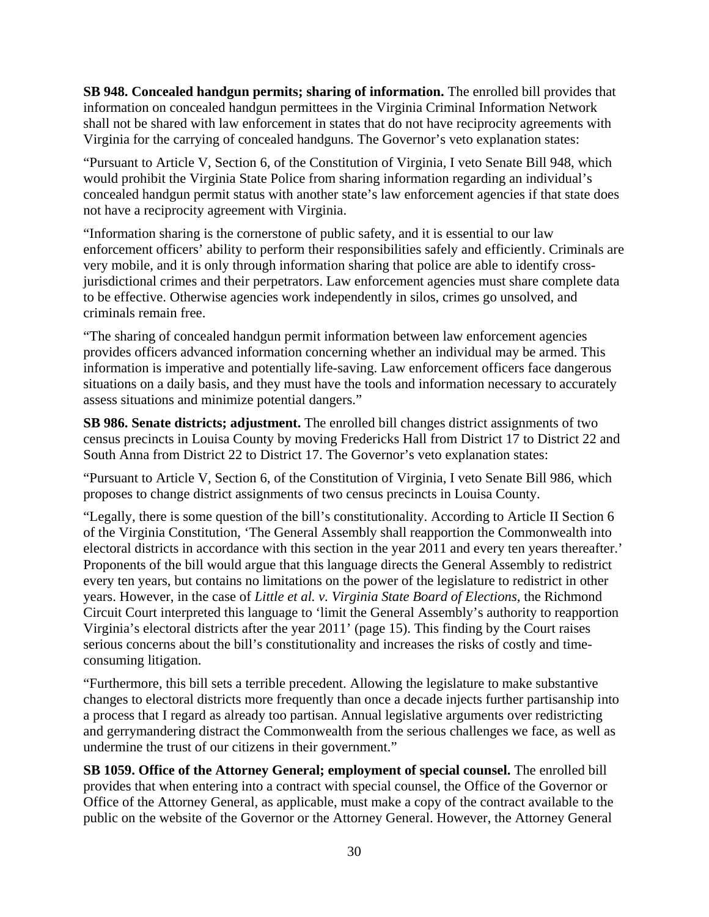**SB 948. Concealed handgun permits; sharing of information.** The enrolled bill provides that information on concealed handgun permittees in the Virginia Criminal Information Network shall not be shared with law enforcement in states that do not have reciprocity agreements with Virginia for the carrying of concealed handguns. The Governor's veto explanation states:

"Pursuant to Article V, Section 6, of the Constitution of Virginia, I veto Senate Bill 948, which would prohibit the Virginia State Police from sharing information regarding an individual's concealed handgun permit status with another state's law enforcement agencies if that state does not have a reciprocity agreement with Virginia.

"Information sharing is the cornerstone of public safety, and it is essential to our law enforcement officers' ability to perform their responsibilities safely and efficiently. Criminals are very mobile, and it is only through information sharing that police are able to identify cross-jurisdictional crimes and their perpetrators. Law enforcement agencies must share complete data to be effective. Otherwise agencies work independently in silos, crimes go unsolved, and criminals remain free.

"The sharing of concealed handgun permit information between law enforcement agencies provides officers advanced information concerning whether an individual may be armed. This information is imperative and potentially life-saving. Law enforcement officers face dangerous situations on a daily basis, and they must have the tools and information necessary to accurately assess situations and minimize potential dangers."

**SB 986. Senate districts; adjustment.** The enrolled bill changes district assignments of two census precincts in Louisa County by moving Fredericks Hall from District 17 to District 22 and South Anna from District 22 to District 17. The Governor's veto explanation states:

"Pursuant to Article V, Section 6, of the Constitution of Virginia, I veto Senate Bill 986, which proposes to change district assignments of two census precincts in Louisa County.

"Legally, there is some question of the bill's constitutionality. According to Article II Section 6 of the Virginia Constitution, 'The General Assembly shall reapportion the Commonwealth into electoral districts in accordance with this section in the year 2011 and every ten years thereafter.' Proponents of the bill would argue that this language directs the General Assembly to redistrict every ten years, but contains no limitations on the power of the legislature to redistrict in other years. However, in the case of *Little et al. v. Virginia State Board of Elections,* the Richmond Circuit Court interpreted this language to 'limit the General Assembly's authority to reapportion Virginia's electoral districts after the year 2011' (page 15). This finding by the Court raises serious concerns about the bill's constitutionality and increases the risks of costly and time-consuming litigation.

"Furthermore, this bill sets a terrible precedent. Allowing the legislature to make substantive changes to electoral districts more frequently than once a decade injects further partisanship into a process that I regard as already too partisan. Annual legislative arguments over redistricting and gerrymandering distract the Commonwealth from the serious challenges we face, as well as undermine the trust of our citizens in their government."

**SB 1059. Office of the Attorney General; employment of special counsel.** The enrolled bill provides that when entering into a contract with special counsel, the Office of the Governor or Office of the Attorney General, as applicable, must make a copy of the contract available to the public on the website of the Governor or the Attorney General. However, the Attorney General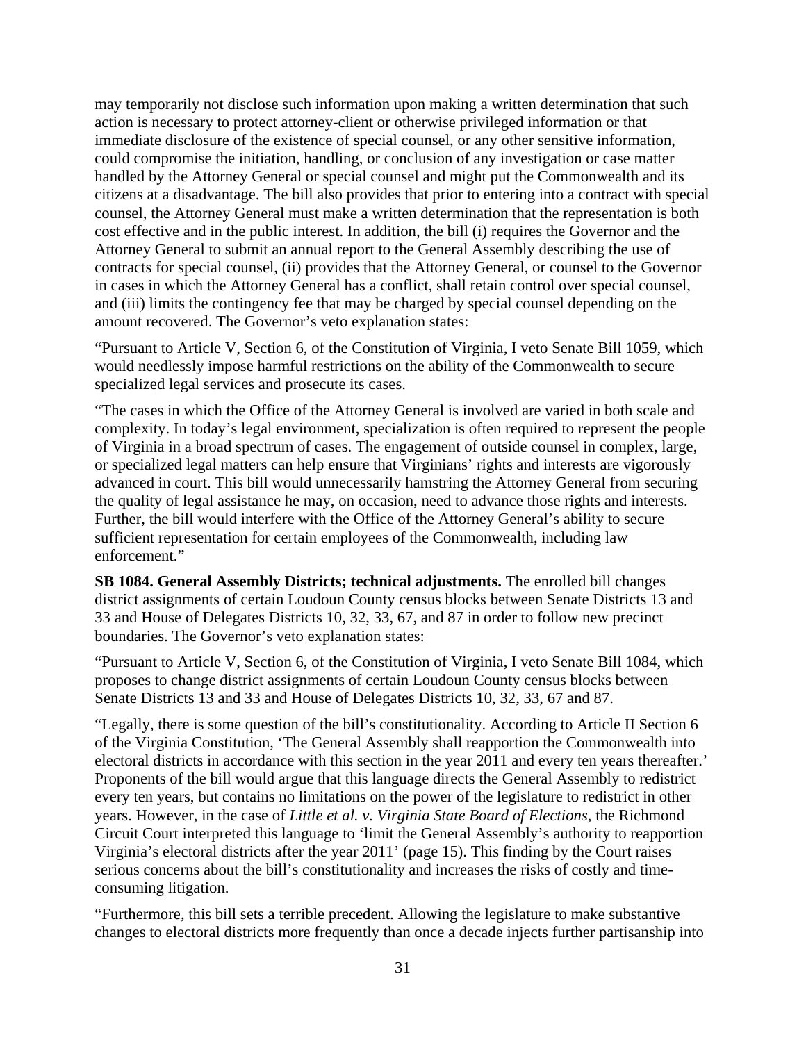may temporarily not disclose such information upon making a written determination that such action is necessary to protect attorney-client or otherwise privileged information or that immediate disclosure of the existence of special counsel, or any other sensitive information, could compromise the initiation, handling, or conclusion of any investigation or case matter handled by the Attorney General or special counsel and might put the Commonwealth and its citizens at a disadvantage. The bill also provides that prior to entering into a contract with special counsel, the Attorney General must make a written determination that the representation is both cost effective and in the public interest. In addition, the bill (i) requires the Governor and the Attorney General to submit an annual report to the General Assembly describing the use of contracts for special counsel, (ii) provides that the Attorney General, or counsel to the Governor in cases in which the Attorney General has a conflict, shall retain control over special counsel, and (iii) limits the contingency fee that may be charged by special counsel depending on the amount recovered. The Governor's veto explanation states:

"Pursuant to Article V, Section 6, of the Constitution of Virginia, I veto Senate Bill 1059, which would needlessly impose harmful restrictions on the ability of the Commonwealth to secure specialized legal services and prosecute its cases.

"The cases in which the Office of the Attorney General is involved are varied in both scale and complexity. In today's legal environment, specialization is often required to represent the people of Virginia in a broad spectrum of cases. The engagement of outside counsel in complex, large, or specialized legal matters can help ensure that Virginians' rights and interests are vigorously advanced in court. This bill would unnecessarily hamstring the Attorney General from securing the quality of legal assistance he may, on occasion, need to advance those rights and interests. Further, the bill would interfere with the Office of the Attorney General's ability to secure sufficient representation for certain employees of the Commonwealth, including law enforcement."

**SB 1084. General Assembly Districts; technical adjustments.** The enrolled bill changes district assignments of certain Loudoun County census blocks between Senate Districts 13 and 33 and House of Delegates Districts 10, 32, 33, 67, and 87 in order to follow new precinct boundaries. The Governor's veto explanation states:

"Pursuant to Article V, Section 6, of the Constitution of Virginia, I veto Senate Bill 1084, which proposes to change district assignments of certain Loudoun County census blocks between Senate Districts 13 and 33 and House of Delegates Districts 10, 32, 33, 67 and 87.

"Legally, there is some question of the bill's constitutionality. According to Article II Section 6 of the Virginia Constitution, 'The General Assembly shall reapportion the Commonwealth into electoral districts in accordance with this section in the year 2011 and every ten years thereafter.' Proponents of the bill would argue that this language directs the General Assembly to redistrict every ten years, but contains no limitations on the power of the legislature to redistrict in other years. However, in the case of *Little et al. v. Virginia State Board of Elections,* the Richmond Circuit Court interpreted this language to 'limit the General Assembly's authority to reapportion Virginia's electoral districts after the year 2011' (page 15). This finding by the Court raises serious concerns about the bill's constitutionality and increases the risks of costly and time-consuming litigation.

"Furthermore, this bill sets a terrible precedent. Allowing the legislature to make substantive changes to electoral districts more frequently than once a decade injects further partisanship into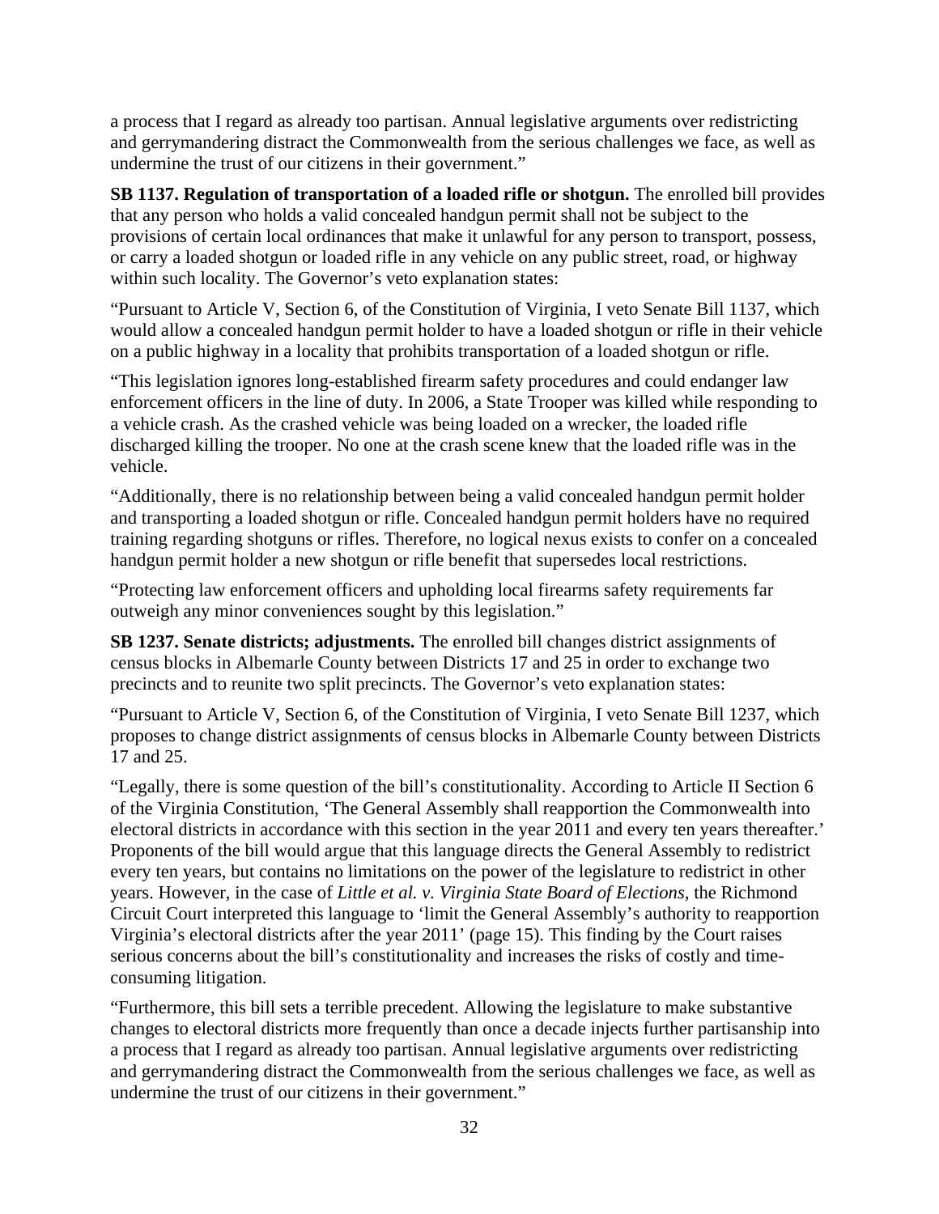a process that I regard as already too partisan. Annual legislative arguments over redistricting and gerrymandering distract the Commonwealth from the serious challenges we face, as well as undermine the trust of our citizens in their government."

**SB 1137. Regulation of transportation of a loaded rifle or shotgun.** The enrolled bill provides that any person who holds a valid concealed handgun permit shall not be subject to the provisions of certain local ordinances that make it unlawful for any person to transport, possess, or carry a loaded shotgun or loaded rifle in any vehicle on any public street, road, or highway within such locality. The Governor's veto explanation states:

"Pursuant to Article V, Section 6, of the Constitution of Virginia, I veto Senate Bill 1137, which would allow a concealed handgun permit holder to have a loaded shotgun or rifle in their vehicle on a public highway in a locality that prohibits transportation of a loaded shotgun or rifle.

"This legislation ignores long-established firearm safety procedures and could endanger law enforcement officers in the line of duty. In 2006, a State Trooper was killed while responding to a vehicle crash. As the crashed vehicle was being loaded on a wrecker, the loaded rifle discharged killing the trooper. No one at the crash scene knew that the loaded rifle was in the vehicle.

"Additionally, there is no relationship between being a valid concealed handgun permit holder and transporting a loaded shotgun or rifle. Concealed handgun permit holders have no required training regarding shotguns or rifles. Therefore, no logical nexus exists to confer on a concealed handgun permit holder a new shotgun or rifle benefit that supersedes local restrictions.

"Protecting law enforcement officers and upholding local firearms safety requirements far outweigh any minor conveniences sought by this legislation."

**SB 1237. Senate districts; adjustments.** The enrolled bill changes district assignments of census blocks in Albemarle County between Districts 17 and 25 in order to exchange two precincts and to reunite two split precincts. The Governor's veto explanation states:

"Pursuant to Article V, Section 6, of the Constitution of Virginia, I veto Senate Bill 1237, which proposes to change district assignments of census blocks in Albemarle County between Districts 17 and 25.

"Legally, there is some question of the bill's constitutionality. According to Article II Section 6 of the Virginia Constitution, 'The General Assembly shall reapportion the Commonwealth into electoral districts in accordance with this section in the year 2011 and every ten years thereafter.' Proponents of the bill would argue that this language directs the General Assembly to redistrict every ten years, but contains no limitations on the power of the legislature to redistrict in other years. However, in the case of *Little et al. v. Virginia State Board of Elections*, the Richmond Circuit Court interpreted this language to 'limit the General Assembly's authority to reapportion Virginia's electoral districts after the year 2011' (page 15). This finding by the Court raises serious concerns about the bill's constitutionality and increases the risks of costly and time-consuming litigation.

"Furthermore, this bill sets a terrible precedent. Allowing the legislature to make substantive changes to electoral districts more frequently than once a decade injects further partisanship into a process that I regard as already too partisan. Annual legislative arguments over redistricting and gerrymandering distract the Commonwealth from the serious challenges we face, as well as undermine the trust of our citizens in their government."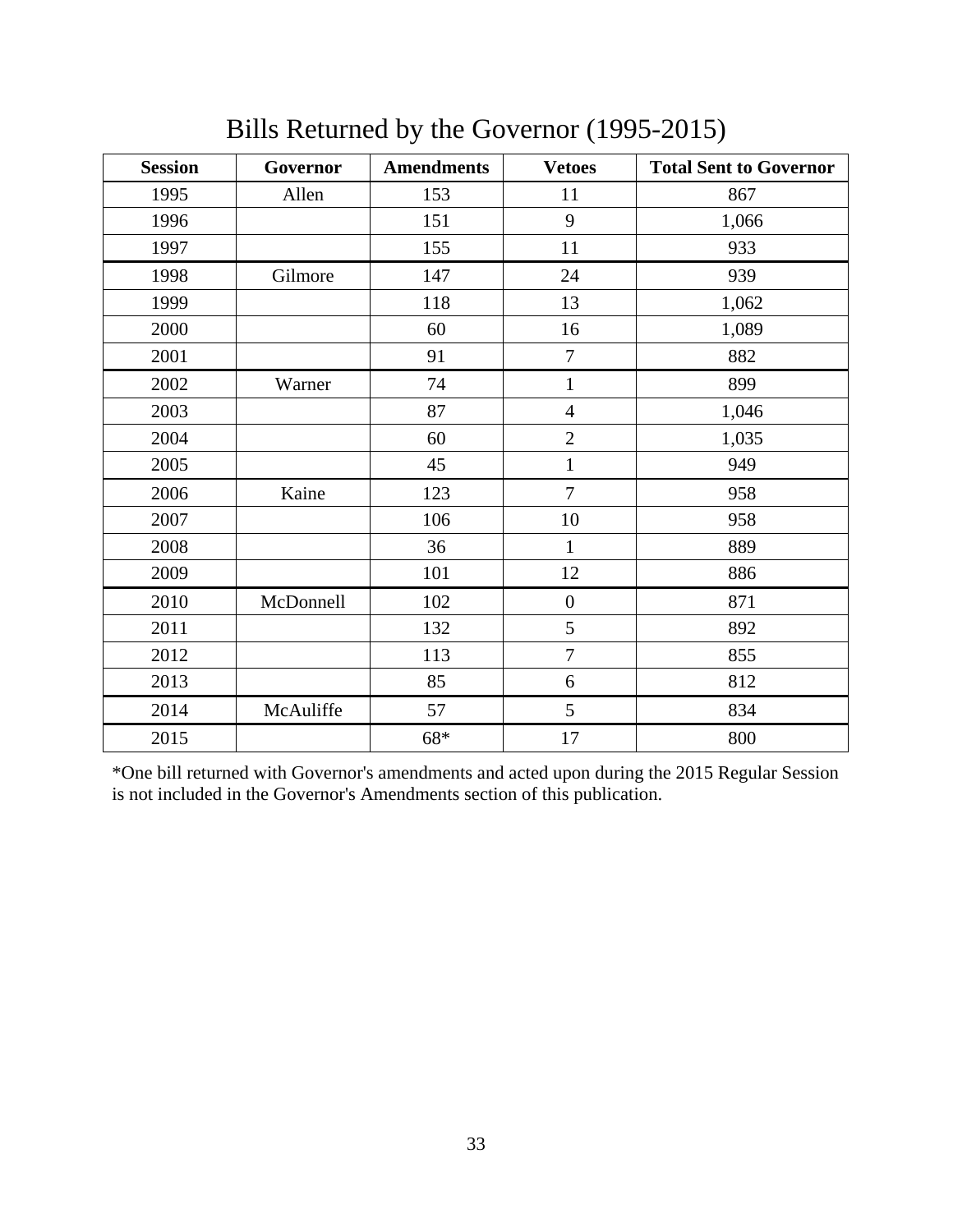# Bills Returned by the Governor (1995-2015)

| Session | Governor | Amendments | Vetoes | Total Sent to Governor |
| --- | --- | --- | --- | --- |
| 1995 | Allen | 153 | 11 | 867 |
| 1996 | | 151 | 9 | 1,066 |
| 1997 | | 155 | 11 | 933 |
| 1998 | Gilmore | 147 | 24 | 939 |
| 1999 | | 118 | 13 | 1,062 |
| 2000 | | 60 | 16 | 1,089 |
| 2001 | | 91 | 7 | 882 |
| 2002 | Warner | 74 | 1 | 899 |
| 2003 | | 87 | 4 | 1,046 |
| 2004 | | 60 | 2 | 1,035 |
| 2005 | | 45 | 1 | 949 |
| 2006 | Kaine | 123 | 7 | 958 |
| 2007 | | 106 | 10 | 958 |
| 2008 | | 36 | 1 | 889 |
| 2009 | | 101 | 12 | 886 |
| 2010 | McDonnell | 102 | 0 | 871 |
| 2011 | | 132 | 5 | 892 |
| 2012 | | 113 | 7 | 855 |
| 2013 | | 85 | 6 | 812 |
| 2014 | McAuliffe | 57 | 5 | 834 |
| 2015 | | 68* | 17 | 800 |

*One bill returned with Governor's amendments and acted upon during the 2015 Regular Session is not included in the Governor's Amendments section of this publication.